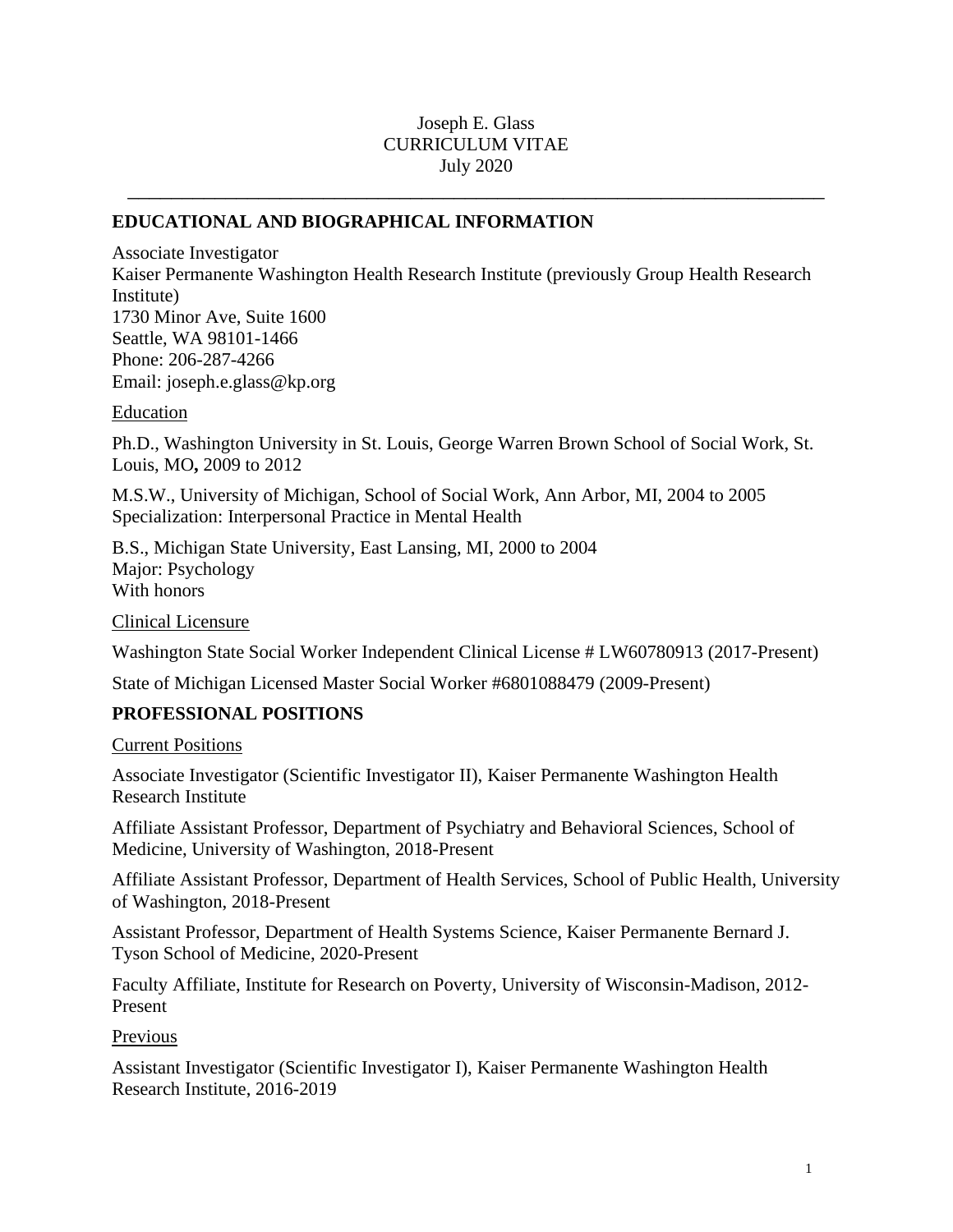# Joseph E. Glass
# CURRICULUM VITAE
July 2020

---

## EDUCATIONAL AND BIOGRAPHICAL INFORMATION

Associate Investigator
Kaiser Permanente Washington Health Research Institute (previously Group Health Research Institute)
1730 Minor Ave, Suite 1600
Seattle, WA 98101-1466
Phone: 206-287-4266
Email: joseph.e.glass@kp.org

### Education

Ph.D., Washington University in St. Louis, George Warren Brown School of Social Work, St. Louis, MO**,** 2009 to 2012

M.S.W., University of Michigan, School of Social Work, Ann Arbor, MI, 2004 to 2005
Specialization: Interpersonal Practice in Mental Health

B.S., Michigan State University, East Lansing, MI, 2000 to 2004
Major: Psychology
With honors

### Clinical Licensure

Washington State Social Worker Independent Clinical License # LW60780913 (2017-Present)

State of Michigan Licensed Master Social Worker #6801088479 (2009-Present)

## PROFESSIONAL POSITIONS

### Current Positions

Associate Investigator (Scientific Investigator II), Kaiser Permanente Washington Health Research Institute

Affiliate Assistant Professor, Department of Psychiatry and Behavioral Sciences, School of Medicine, University of Washington, 2018-Present

Affiliate Assistant Professor, Department of Health Services, School of Public Health, University of Washington, 2018-Present

Assistant Professor, Department of Health Systems Science, Kaiser Permanente Bernard J. Tyson School of Medicine, 2020-Present

Faculty Affiliate, Institute for Research on Poverty, University of Wisconsin-Madison, 2012-Present

### Previous

Assistant Investigator (Scientific Investigator I), Kaiser Permanente Washington Health Research Institute, 2016-2019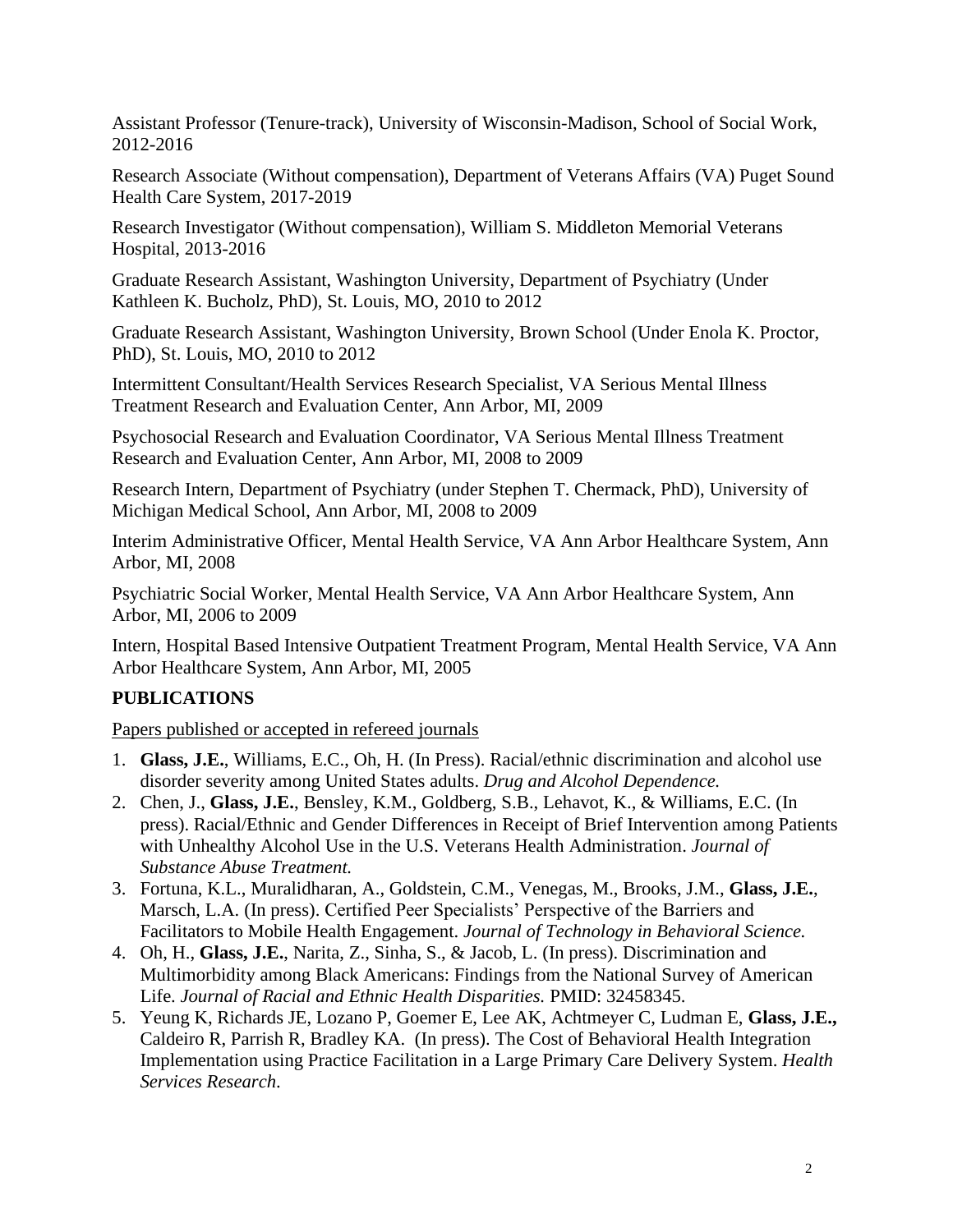Assistant Professor (Tenure-track), University of Wisconsin-Madison, School of Social Work, 2012-2016

Research Associate (Without compensation), Department of Veterans Affairs (VA) Puget Sound Health Care System, 2017-2019

Research Investigator (Without compensation), William S. Middleton Memorial Veterans Hospital, 2013-2016

Graduate Research Assistant, Washington University, Department of Psychiatry (Under Kathleen K. Bucholz, PhD), St. Louis, MO, 2010 to 2012

Graduate Research Assistant, Washington University, Brown School (Under Enola K. Proctor, PhD), St. Louis, MO, 2010 to 2012

Intermittent Consultant/Health Services Research Specialist, VA Serious Mental Illness Treatment Research and Evaluation Center, Ann Arbor, MI, 2009

Psychosocial Research and Evaluation Coordinator, VA Serious Mental Illness Treatment Research and Evaluation Center, Ann Arbor, MI, 2008 to 2009

Research Intern, Department of Psychiatry (under Stephen T. Chermack, PhD), University of Michigan Medical School, Ann Arbor, MI, 2008 to 2009

Interim Administrative Officer, Mental Health Service, VA Ann Arbor Healthcare System, Ann Arbor, MI, 2008

Psychiatric Social Worker, Mental Health Service, VA Ann Arbor Healthcare System, Ann Arbor, MI, 2006 to 2009

Intern, Hospital Based Intensive Outpatient Treatment Program, Mental Health Service, VA Ann Arbor Healthcare System, Ann Arbor, MI, 2005

## PUBLICATIONS

Papers published or accepted in refereed journals

1. **Glass, J.E.**, Williams, E.C., Oh, H. (In Press). Racial/ethnic discrimination and alcohol use disorder severity among United States adults. *Drug and Alcohol Dependence.*
2. Chen, J., **Glass, J.E.**, Bensley, K.M., Goldberg, S.B., Lehavot, K., & Williams, E.C. (In press). Racial/Ethnic and Gender Differences in Receipt of Brief Intervention among Patients with Unhealthy Alcohol Use in the U.S. Veterans Health Administration. *Journal of Substance Abuse Treatment.*
3. Fortuna, K.L., Muralidharan, A., Goldstein, C.M., Venegas, M., Brooks, J.M., **Glass, J.E.**, Marsch, L.A. (In press). Certified Peer Specialists' Perspective of the Barriers and Facilitators to Mobile Health Engagement. *Journal of Technology in Behavioral Science.*
4. Oh, H., **Glass, J.E.**, Narita, Z., Sinha, S., & Jacob, L. (In press). Discrimination and Multimorbidity among Black Americans: Findings from the National Survey of American Life. *Journal of Racial and Ethnic Health Disparities.* PMID: 32458345.
5. Yeung K, Richards JE, Lozano P, Goemer E, Lee AK, Achtmeyer C, Ludman E, **Glass, J.E.,** Caldeiro R, Parrish R, Bradley KA. (In press). The Cost of Behavioral Health Integration Implementation using Practice Facilitation in a Large Primary Care Delivery System. *Health Services Research.*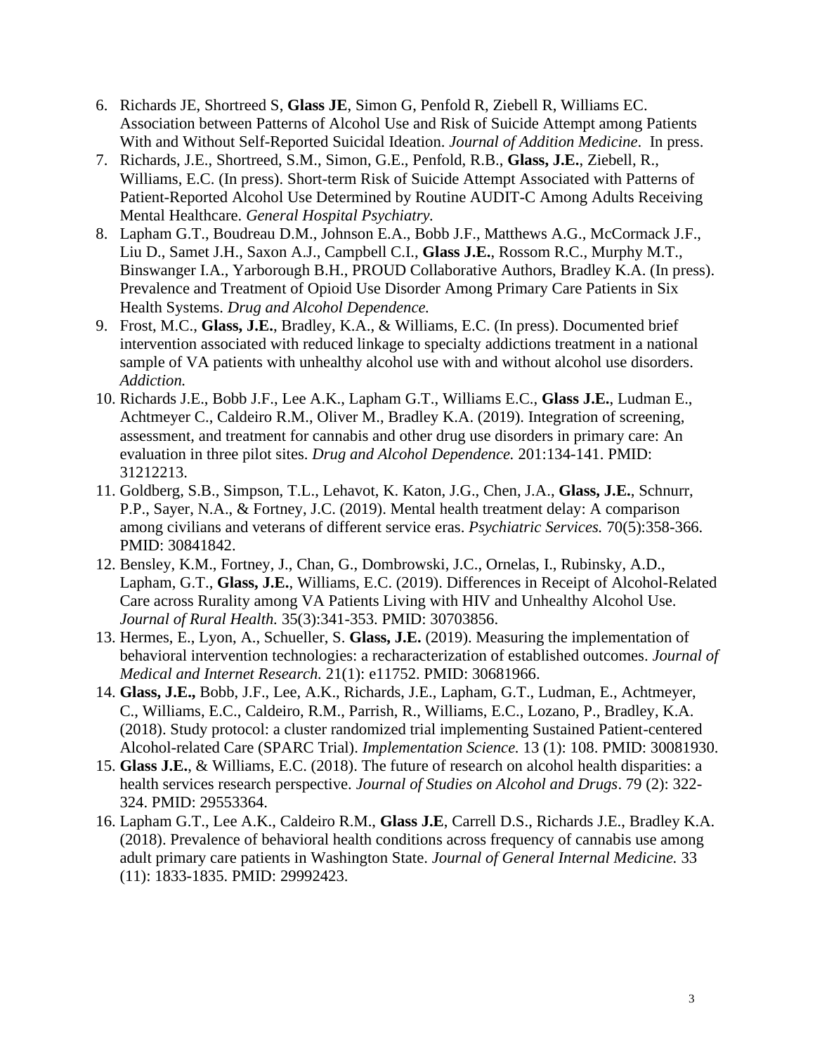6. Richards JE, Shortreed S, **Glass JE**, Simon G, Penfold R, Ziebell R, Williams EC. Association between Patterns of Alcohol Use and Risk of Suicide Attempt among Patients With and Without Self-Reported Suicidal Ideation. *Journal of Addition Medicine*. In press.
7. Richards, J.E., Shortreed, S.M., Simon, G.E., Penfold, R.B., **Glass, J.E.**, Ziebell, R., Williams, E.C. (In press). Short-term Risk of Suicide Attempt Associated with Patterns of Patient-Reported Alcohol Use Determined by Routine AUDIT-C Among Adults Receiving Mental Healthcare. *General Hospital Psychiatry.*
8. Lapham G.T., Boudreau D.M., Johnson E.A., Bobb J.F., Matthews A.G., McCormack J.F., Liu D., Samet J.H., Saxon A.J., Campbell C.I., **Glass J.E.**, Rossom R.C., Murphy M.T., Binswanger I.A., Yarborough B.H., PROUD Collaborative Authors, Bradley K.A. (In press). Prevalence and Treatment of Opioid Use Disorder Among Primary Care Patients in Six Health Systems. *Drug and Alcohol Dependence.*
9. Frost, M.C., **Glass, J.E.**, Bradley, K.A., & Williams, E.C. (In press). Documented brief intervention associated with reduced linkage to specialty addictions treatment in a national sample of VA patients with unhealthy alcohol use with and without alcohol use disorders. *Addiction.*
10. Richards J.E., Bobb J.F., Lee A.K., Lapham G.T., Williams E.C., **Glass J.E.**, Ludman E., Achtmeyer C., Caldeiro R.M., Oliver M., Bradley K.A. (2019). Integration of screening, assessment, and treatment for cannabis and other drug use disorders in primary care: An evaluation in three pilot sites. *Drug and Alcohol Dependence.* 201:134-141. PMID: 31212213.
11. Goldberg, S.B., Simpson, T.L., Lehavot, K. Katon, J.G., Chen, J.A., **Glass, J.E.**, Schnurr, P.P., Sayer, N.A., & Fortney, J.C. (2019). Mental health treatment delay: A comparison among civilians and veterans of different service eras. *Psychiatric Services.* 70(5):358-366. PMID: 30841842.
12. Bensley, K.M., Fortney, J., Chan, G., Dombrowski, J.C., Ornelas, I., Rubinsky, A.D., Lapham, G.T., **Glass, J.E.**, Williams, E.C. (2019). Differences in Receipt of Alcohol-Related Care across Rurality among VA Patients Living with HIV and Unhealthy Alcohol Use. *Journal of Rural Health.* 35(3):341-353. PMID: 30703856.
13. Hermes, E., Lyon, A., Schueller, S. **Glass, J.E.** (2019). Measuring the implementation of behavioral intervention technologies: a recharacterization of established outcomes. *Journal of Medical and Internet Research.* 21(1): e11752. PMID: 30681966.
14. **Glass, J.E.,** Bobb, J.F., Lee, A.K., Richards, J.E., Lapham, G.T., Ludman, E., Achtmeyer, C., Williams, E.C., Caldeiro, R.M., Parrish, R., Williams, E.C., Lozano, P., Bradley, K.A. (2018). Study protocol: a cluster randomized trial implementing Sustained Patient-centered Alcohol-related Care (SPARC Trial). *Implementation Science.* 13 (1): 108. PMID: 30081930.
15. **Glass J.E.**, & Williams, E.C. (2018). The future of research on alcohol health disparities: a health services research perspective. *Journal of Studies on Alcohol and Drugs*. 79 (2): 322-324. PMID: 29553364.
16. Lapham G.T., Lee A.K., Caldeiro R.M., **Glass J.E**, Carrell D.S., Richards J.E., Bradley K.A. (2018). Prevalence of behavioral health conditions across frequency of cannabis use among adult primary care patients in Washington State. *Journal of General Internal Medicine.* 33 (11): 1833-1835. PMID: 29992423.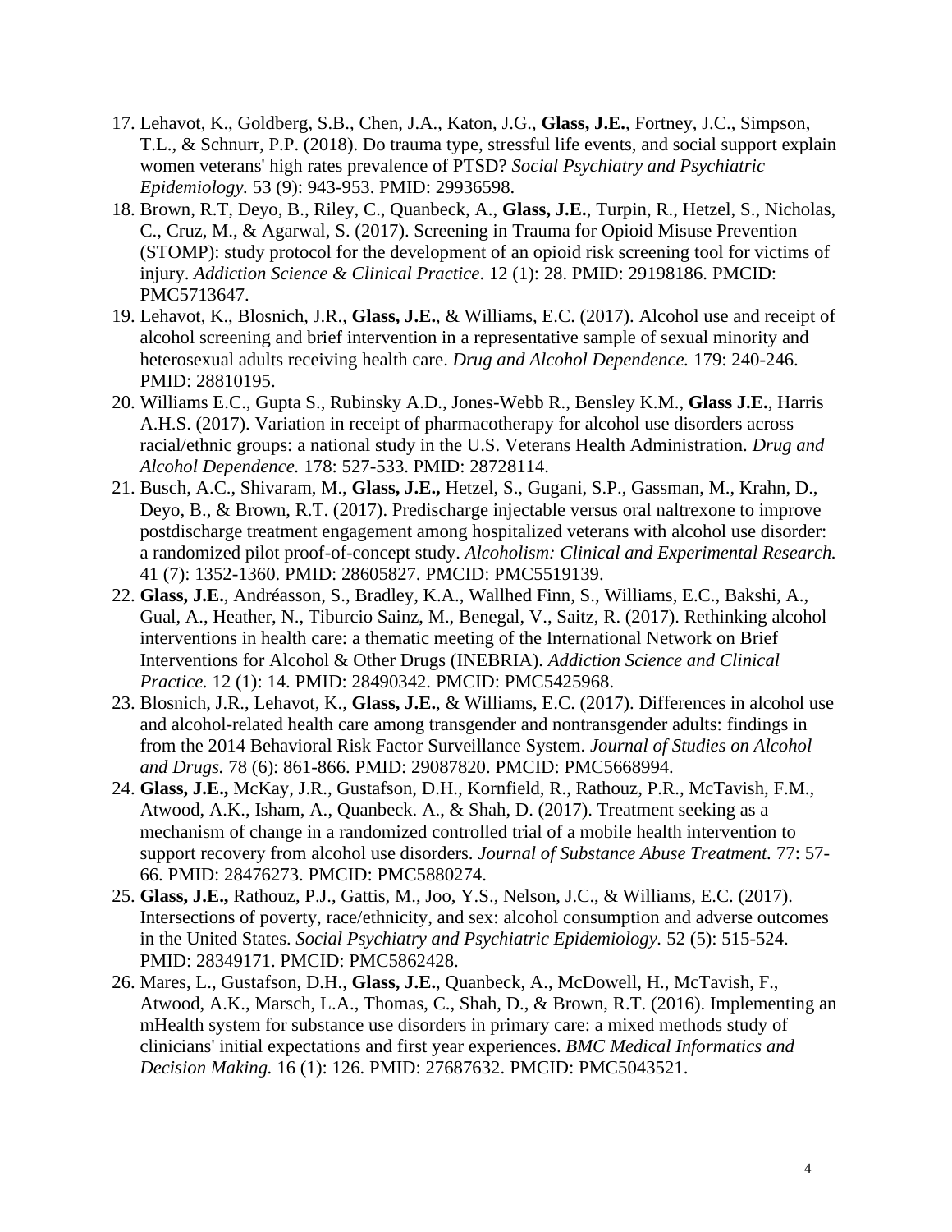17. Lehavot, K., Goldberg, S.B., Chen, J.A., Katon, J.G., **Glass, J.E.**, Fortney, J.C., Simpson, T.L., & Schnurr, P.P. (2018). Do trauma type, stressful life events, and social support explain women veterans' high rates prevalence of PTSD? *Social Psychiatry and Psychiatric Epidemiology.* 53 (9): 943-953. PMID: 29936598.
18. Brown, R.T, Deyo, B., Riley, C., Quanbeck, A., **Glass, J.E.**, Turpin, R., Hetzel, S., Nicholas, C., Cruz, M., & Agarwal, S. (2017). Screening in Trauma for Opioid Misuse Prevention (STOMP): study protocol for the development of an opioid risk screening tool for victims of injury. *Addiction Science & Clinical Practice*. 12 (1): 28. PMID: 29198186. PMCID: PMC5713647.
19. Lehavot, K., Blosnich, J.R., **Glass, J.E.**, & Williams, E.C. (2017). Alcohol use and receipt of alcohol screening and brief intervention in a representative sample of sexual minority and heterosexual adults receiving health care. *Drug and Alcohol Dependence.* 179: 240-246. PMID: 28810195.
20. Williams E.C., Gupta S., Rubinsky A.D., Jones-Webb R., Bensley K.M., **Glass J.E.**, Harris A.H.S. (2017). Variation in receipt of pharmacotherapy for alcohol use disorders across racial/ethnic groups: a national study in the U.S. Veterans Health Administration. *Drug and Alcohol Dependence.* 178: 527-533. PMID: 28728114.
21. Busch, A.C., Shivaram, M., **Glass, J.E.,** Hetzel, S., Gugani, S.P., Gassman, M., Krahn, D., Deyo, B., & Brown, R.T. (2017). Predischarge injectable versus oral naltrexone to improve postdischarge treatment engagement among hospitalized veterans with alcohol use disorder: a randomized pilot proof-of-concept study. *Alcoholism: Clinical and Experimental Research.* 41 (7): 1352-1360. PMID: 28605827. PMCID: PMC5519139.
22. **Glass, J.E.**, Andréasson, S., Bradley, K.A., Wallhed Finn, S., Williams, E.C., Bakshi, A., Gual, A., Heather, N., Tiburcio Sainz, M., Benegal, V., Saitz, R. (2017). Rethinking alcohol interventions in health care: a thematic meeting of the International Network on Brief Interventions for Alcohol & Other Drugs (INEBRIA). *Addiction Science and Clinical Practice.* 12 (1): 14. PMID: 28490342. PMCID: PMC5425968.
23. Blosnich, J.R., Lehavot, K., **Glass, J.E.**, & Williams, E.C. (2017). Differences in alcohol use and alcohol-related health care among transgender and nontransgender adults: findings in from the 2014 Behavioral Risk Factor Surveillance System. *Journal of Studies on Alcohol and Drugs.* 78 (6): 861-866. PMID: 29087820. PMCID: PMC5668994.
24. **Glass, J.E.,** McKay, J.R., Gustafson, D.H., Kornfield, R., Rathouz, P.R., McTavish, F.M., Atwood, A.K., Isham, A., Quanbeck. A., & Shah, D. (2017). Treatment seeking as a mechanism of change in a randomized controlled trial of a mobile health intervention to support recovery from alcohol use disorders. *Journal of Substance Abuse Treatment.* 77: 57-66. PMID: 28476273. PMCID: PMC5880274.
25. **Glass, J.E.,** Rathouz, P.J., Gattis, M., Joo, Y.S., Nelson, J.C., & Williams, E.C. (2017). Intersections of poverty, race/ethnicity, and sex: alcohol consumption and adverse outcomes in the United States. *Social Psychiatry and Psychiatric Epidemiology.* 52 (5): 515-524. PMID: 28349171. PMCID: PMC5862428.
26. Mares, L., Gustafson, D.H., **Glass, J.E.**, Quanbeck, A., McDowell, H., McTavish, F., Atwood, A.K., Marsch, L.A., Thomas, C., Shah, D., & Brown, R.T. (2016). Implementing an mHealth system for substance use disorders in primary care: a mixed methods study of clinicians' initial expectations and first year experiences. *BMC Medical Informatics and Decision Making.* 16 (1): 126. PMID: 27687632. PMCID: PMC5043521.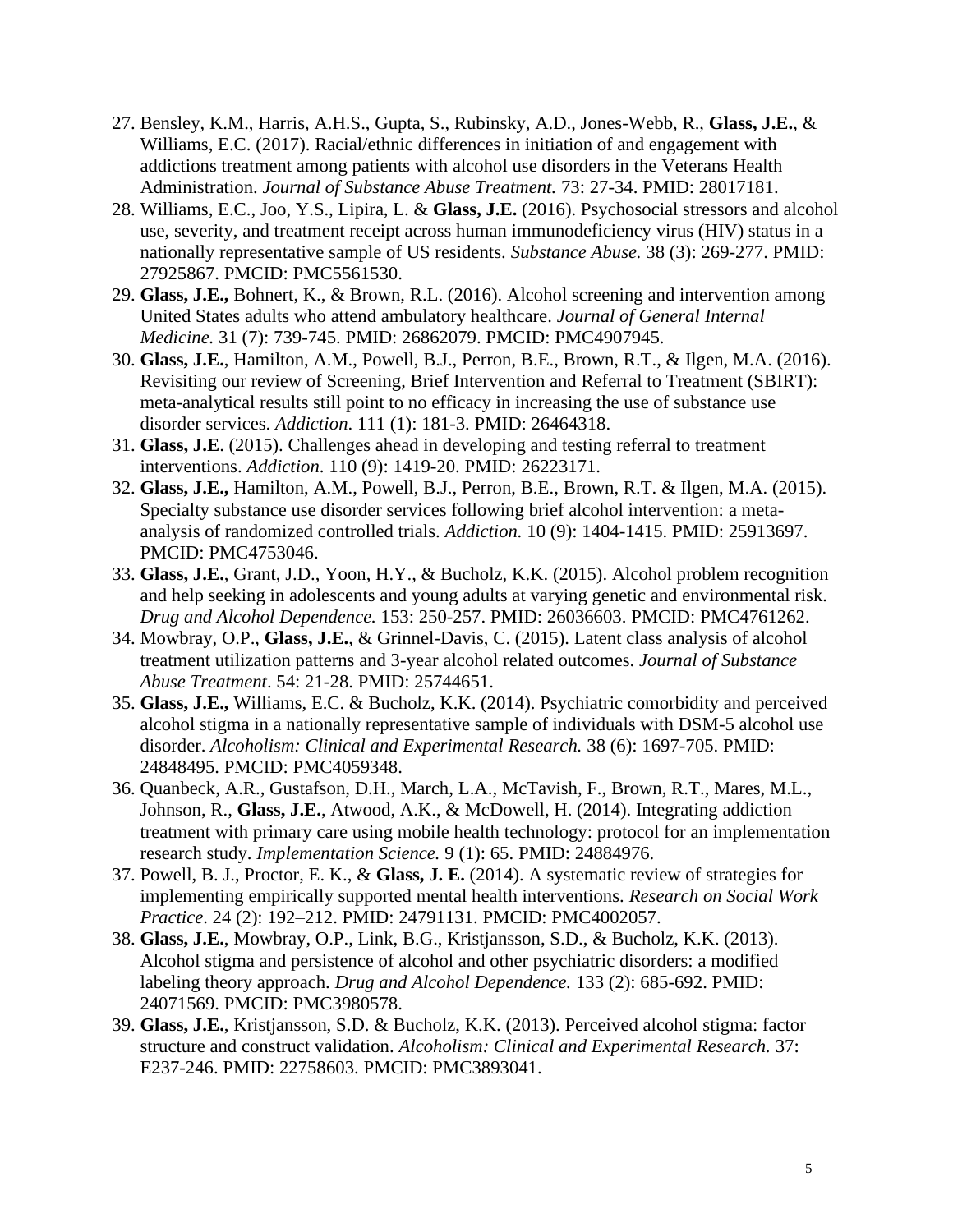27. Bensley, K.M., Harris, A.H.S., Gupta, S., Rubinsky, A.D., Jones-Webb, R., **Glass, J.E.**, & Williams, E.C. (2017). Racial/ethnic differences in initiation of and engagement with addictions treatment among patients with alcohol use disorders in the Veterans Health Administration. *Journal of Substance Abuse Treatment.* 73: 27-34. PMID: 28017181.
28. Williams, E.C., Joo, Y.S., Lipira, L. & **Glass, J.E.** (2016). Psychosocial stressors and alcohol use, severity, and treatment receipt across human immunodeficiency virus (HIV) status in a nationally representative sample of US residents. *Substance Abuse.* 38 (3): 269-277. PMID: 27925867. PMCID: PMC5561530.
29. **Glass, J.E.,** Bohnert, K., & Brown, R.L. (2016). Alcohol screening and intervention among United States adults who attend ambulatory healthcare. *Journal of General Internal Medicine.* 31 (7): 739-745. PMID: 26862079. PMCID: PMC4907945.
30. **Glass, J.E.**, Hamilton, A.M., Powell, B.J., Perron, B.E., Brown, R.T., & Ilgen, M.A. (2016). Revisiting our review of Screening, Brief Intervention and Referral to Treatment (SBIRT): meta-analytical results still point to no efficacy in increasing the use of substance use disorder services. *Addiction*. 111 (1): 181-3. PMID: 26464318.
31. **Glass, J.E**. (2015). Challenges ahead in developing and testing referral to treatment interventions. *Addiction*. 110 (9): 1419-20. PMID: 26223171.
32. **Glass, J.E.,** Hamilton, A.M., Powell, B.J., Perron, B.E., Brown, R.T. & Ilgen, M.A. (2015). Specialty substance use disorder services following brief alcohol intervention: a meta-analysis of randomized controlled trials. *Addiction.* 10 (9): 1404-1415. PMID: 25913697. PMCID: PMC4753046.
33. **Glass, J.E.**, Grant, J.D., Yoon, H.Y., & Bucholz, K.K. (2015). Alcohol problem recognition and help seeking in adolescents and young adults at varying genetic and environmental risk. *Drug and Alcohol Dependence.* 153: 250-257. PMID: 26036603. PMCID: PMC4761262.
34. Mowbray, O.P., **Glass, J.E.**, & Grinnel-Davis, C. (2015). Latent class analysis of alcohol treatment utilization patterns and 3-year alcohol related outcomes. *Journal of Substance Abuse Treatment*. 54: 21-28. PMID: 25744651.
35. **Glass, J.E.,** Williams, E.C. & Bucholz, K.K. (2014). Psychiatric comorbidity and perceived alcohol stigma in a nationally representative sample of individuals with DSM-5 alcohol use disorder. *Alcoholism: Clinical and Experimental Research.* 38 (6): 1697-705. PMID: 24848495. PMCID: PMC4059348.
36. Quanbeck, A.R., Gustafson, D.H., March, L.A., McTavish, F., Brown, R.T., Mares, M.L., Johnson, R., **Glass, J.E.**, Atwood, A.K., & McDowell, H. (2014). Integrating addiction treatment with primary care using mobile health technology: protocol for an implementation research study. *Implementation Science.* 9 (1): 65. PMID: 24884976.
37. Powell, B. J., Proctor, E. K., & **Glass, J. E.** (2014). A systematic review of strategies for implementing empirically supported mental health interventions. *Research on Social Work Practice*. 24 (2): 192–212. PMID: 24791131. PMCID: PMC4002057.
38. **Glass, J.E.**, Mowbray, O.P., Link, B.G., Kristjansson, S.D., & Bucholz, K.K. (2013). Alcohol stigma and persistence of alcohol and other psychiatric disorders: a modified labeling theory approach. *Drug and Alcohol Dependence.* 133 (2): 685-692. PMID: 24071569. PMCID: PMC3980578.
39. **Glass, J.E.**, Kristjansson, S.D. & Bucholz, K.K. (2013). Perceived alcohol stigma: factor structure and construct validation. *Alcoholism: Clinical and Experimental Research.* 37: E237-246. PMID: 22758603. PMCID: PMC3893041.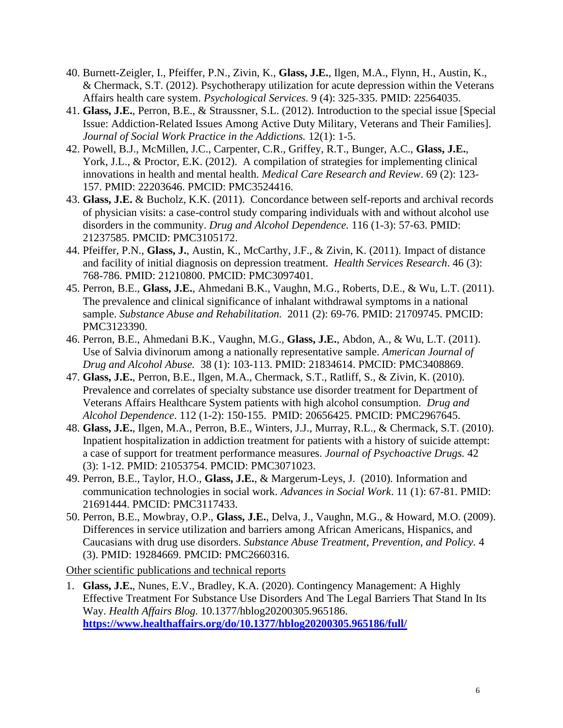40. Burnett-Zeigler, I., Pfeiffer, P.N., Zivin, K., **Glass, J.E.**, Ilgen, M.A., Flynn, H., Austin, K., & Chermack, S.T. (2012). Psychotherapy utilization for acute depression within the Veterans Affairs health care system. *Psychological Services.* 9 (4): 325-335. PMID: 22564035.
41. **Glass, J.E.**, Perron, B.E., & Straussner, S.L. (2012). Introduction to the special issue [Special Issue: Addiction-Related Issues Among Active Duty Military, Veterans and Their Families]. *Journal of Social Work Practice in the Addictions.* 12(1): 1-5.
42. Powell, B.J., McMillen, J.C., Carpenter, C.R., Griffey, R.T., Bunger, A.C., **Glass, J.E.**, York, J.L., & Proctor, E.K. (2012). A compilation of strategies for implementing clinical innovations in health and mental health. *Medical Care Research and Review*. 69 (2): 123-157. PMID: 22203646. PMCID: PMC3524416.
43. **Glass, J.E.** & Bucholz, K.K. (2011). Concordance between self-reports and archival records of physician visits: a case-control study comparing individuals with and without alcohol use disorders in the community. *Drug and Alcohol Dependence.* 116 (1-3): 57-63. PMID: 21237585. PMCID: PMC3105172.
44. Pfeiffer, P.N., **Glass, J.**, Austin, K., McCarthy, J.F., & Zivin, K. (2011). Impact of distance and facility of initial diagnosis on depression treatment. *Health Services Research*. 46 (3): 768-786. PMID: 21210800. PMCID: PMC3097401.
45. Perron, B.E., **Glass, J.E.**, Ahmedani B.K., Vaughn, M.G., Roberts, D.E., & Wu, L.T. (2011). The prevalence and clinical significance of inhalant withdrawal symptoms in a national sample. *Substance Abuse and Rehabilitation.* 2011 (2): 69-76. PMID: 21709745. PMCID: PMC3123390.
46. Perron, B.E., Ahmedani B.K., Vaughn, M.G., **Glass, J.E.**, Abdon, A., & Wu, L.T. (2011). Use of Salvia divinorum among a nationally representative sample. *American Journal of Drug and Alcohol Abuse.* 38 (1): 103-113. PMID: 21834614. PMCID: PMC3408869.
47. **Glass, J.E.**, Perron, B.E., Ilgen, M.A., Chermack, S.T., Ratliff, S., & Zivin, K. (2010). Prevalence and correlates of specialty substance use disorder treatment for Department of Veterans Affairs Healthcare System patients with high alcohol consumption. *Drug and Alcohol Dependence*. 112 (1-2): 150-155. PMID: 20656425. PMCID: PMC2967645.
48. **Glass, J.E.**, Ilgen, M.A., Perron, B.E., Winters, J.J., Murray, R.L., & Chermack, S.T. (2010). Inpatient hospitalization in addiction treatment for patients with a history of suicide attempt: a case of support for treatment performance measures. *Journal of Psychoactive Drugs.* 42 (3): 1-12. PMID: 21053754. PMCID: PMC3071023.
49. Perron, B.E., Taylor, H.O., **Glass, J.E.**, & Margerum-Leys, J. (2010). Information and communication technologies in social work. *Advances in Social Work*. 11 (1): 67-81. PMID: 21691444. PMCID: PMC3117433.
50. Perron, B.E., Mowbray, O.P., **Glass, J.E.**, Delva, J., Vaughn, M.G., & Howard, M.O. (2009). Differences in service utilization and barriers among African Americans, Hispanics, and Caucasians with drug use disorders. *Substance Abuse Treatment, Prevention, and Policy.* 4 (3). PMID: 19284669. PMCID: PMC2660316.

Other scientific publications and technical reports

1. **Glass, J.E.**, Nunes, E.V., Bradley, K.A. (2020). Contingency Management: A Highly Effective Treatment For Substance Use Disorders And The Legal Barriers That Stand In Its Way. *Health Affairs Blog.* 10.1377/hblog20200305.965186. **https://www.healthaffairs.org/do/10.1377/hblog20200305.965186/full/**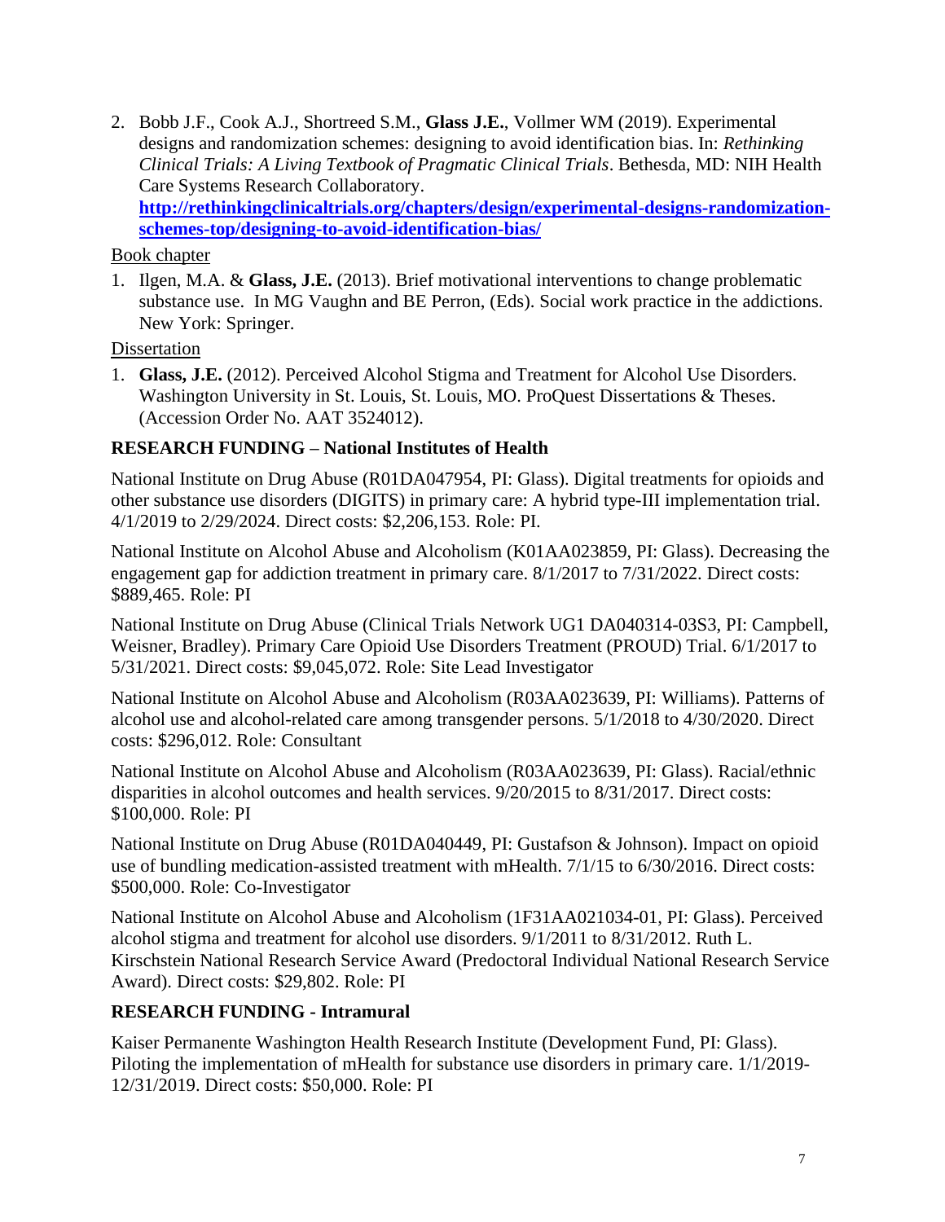2. Bobb J.F., Cook A.J., Shortreed S.M., **Glass J.E.**, Vollmer WM (2019). Experimental designs and randomization schemes: designing to avoid identification bias. In: *Rethinking Clinical Trials: A Living Textbook of Pragmatic Clinical Trials*. Bethesda, MD: NIH Health Care Systems Research Collaboratory. **http://rethinkingclinicaltrials.org/chapters/design/experimental-designs-randomization-schemes-top/designing-to-avoid-identification-bias/**

Book chapter

1. Ilgen, M.A. & **Glass, J.E.** (2013). Brief motivational interventions to change problematic substance use. In MG Vaughn and BE Perron, (Eds). Social work practice in the addictions. New York: Springer.

Dissertation

1. **Glass, J.E.** (2012). Perceived Alcohol Stigma and Treatment for Alcohol Use Disorders. Washington University in St. Louis, St. Louis, MO. ProQuest Dissertations & Theses. (Accession Order No. AAT 3524012).

## RESEARCH FUNDING – National Institutes of Health

National Institute on Drug Abuse (R01DA047954, PI: Glass). Digital treatments for opioids and other substance use disorders (DIGITS) in primary care: A hybrid type-III implementation trial. 4/1/2019 to 2/29/2024. Direct costs: $2,206,153. Role: PI.

National Institute on Alcohol Abuse and Alcoholism (K01AA023859, PI: Glass). Decreasing the engagement gap for addiction treatment in primary care. 8/1/2017 to 7/31/2022. Direct costs: $889,465. Role: PI

National Institute on Drug Abuse (Clinical Trials Network UG1 DA040314-03S3, PI: Campbell, Weisner, Bradley). Primary Care Opioid Use Disorders Treatment (PROUD) Trial. 6/1/2017 to 5/31/2021. Direct costs: $9,045,072. Role: Site Lead Investigator

National Institute on Alcohol Abuse and Alcoholism (R03AA023639, PI: Williams). Patterns of alcohol use and alcohol-related care among transgender persons. 5/1/2018 to 4/30/2020. Direct costs: $296,012. Role: Consultant

National Institute on Alcohol Abuse and Alcoholism (R03AA023639, PI: Glass). Racial/ethnic disparities in alcohol outcomes and health services. 9/20/2015 to 8/31/2017. Direct costs: $100,000. Role: PI

National Institute on Drug Abuse (R01DA040449, PI: Gustafson & Johnson). Impact on opioid use of bundling medication-assisted treatment with mHealth. 7/1/15 to 6/30/2016. Direct costs: $500,000. Role: Co-Investigator

National Institute on Alcohol Abuse and Alcoholism (1F31AA021034-01, PI: Glass). Perceived alcohol stigma and treatment for alcohol use disorders. 9/1/2011 to 8/31/2012. Ruth L. Kirschstein National Research Service Award (Predoctoral Individual National Research Service Award). Direct costs: $29,802. Role: PI

## RESEARCH FUNDING - Intramural

Kaiser Permanente Washington Health Research Institute (Development Fund, PI: Glass). Piloting the implementation of mHealth for substance use disorders in primary care. 1/1/2019-12/31/2019. Direct costs: $50,000. Role: PI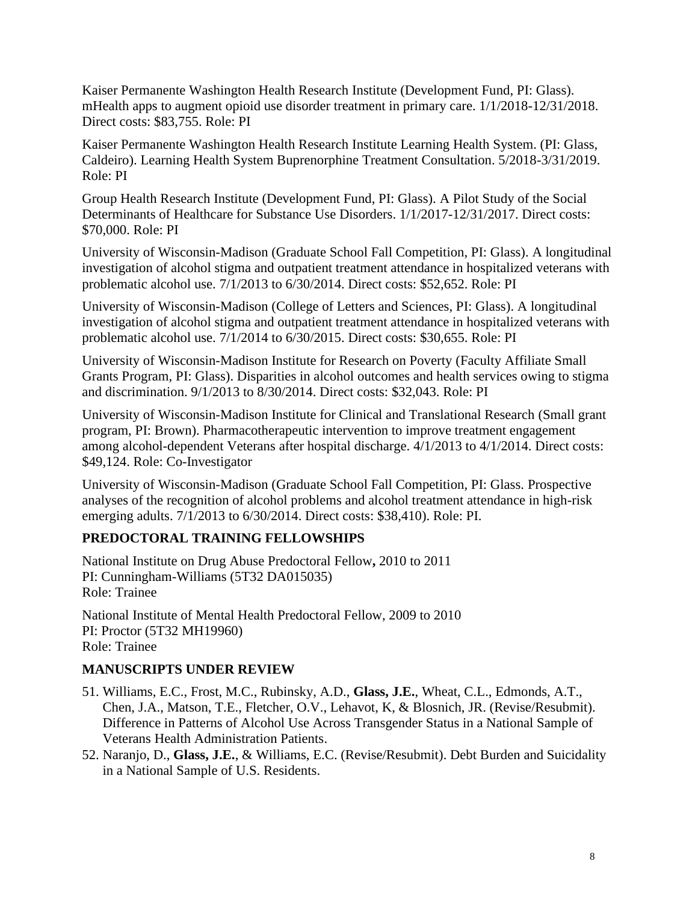Kaiser Permanente Washington Health Research Institute (Development Fund, PI: Glass). mHealth apps to augment opioid use disorder treatment in primary care. 1/1/2018-12/31/2018. Direct costs: $83,755. Role: PI

Kaiser Permanente Washington Health Research Institute Learning Health System. (PI: Glass, Caldeiro). Learning Health System Buprenorphine Treatment Consultation. 5/2018-3/31/2019. Role: PI

Group Health Research Institute (Development Fund, PI: Glass). A Pilot Study of the Social Determinants of Healthcare for Substance Use Disorders. 1/1/2017-12/31/2017. Direct costs: $70,000. Role: PI

University of Wisconsin-Madison (Graduate School Fall Competition, PI: Glass). A longitudinal investigation of alcohol stigma and outpatient treatment attendance in hospitalized veterans with problematic alcohol use. 7/1/2013 to 6/30/2014. Direct costs: $52,652. Role: PI

University of Wisconsin-Madison (College of Letters and Sciences, PI: Glass). A longitudinal investigation of alcohol stigma and outpatient treatment attendance in hospitalized veterans with problematic alcohol use. 7/1/2014 to 6/30/2015. Direct costs: $30,655. Role: PI

University of Wisconsin-Madison Institute for Research on Poverty (Faculty Affiliate Small Grants Program, PI: Glass). Disparities in alcohol outcomes and health services owing to stigma and discrimination. 9/1/2013 to 8/30/2014. Direct costs: $32,043. Role: PI

University of Wisconsin-Madison Institute for Clinical and Translational Research (Small grant program, PI: Brown). Pharmacotherapeutic intervention to improve treatment engagement among alcohol-dependent Veterans after hospital discharge. 4/1/2013 to 4/1/2014. Direct costs: $49,124. Role: Co-Investigator

University of Wisconsin-Madison (Graduate School Fall Competition, PI: Glass. Prospective analyses of the recognition of alcohol problems and alcohol treatment attendance in high-risk emerging adults. 7/1/2013 to 6/30/2014. Direct costs: $38,410). Role: PI.

## PREDOCTORAL TRAINING FELLOWSHIPS

National Institute on Drug Abuse Predoctoral Fellow**,** 2010 to 2011
PI: Cunningham-Williams (5T32 DA015035)
Role: Trainee

National Institute of Mental Health Predoctoral Fellow, 2009 to 2010
PI: Proctor (5T32 MH19960)
Role: Trainee

## MANUSCRIPTS UNDER REVIEW

51. Williams, E.C., Frost, M.C., Rubinsky, A.D., **Glass, J.E.**, Wheat, C.L., Edmonds, A.T., Chen, J.A., Matson, T.E., Fletcher, O.V., Lehavot, K, & Blosnich, JR. (Revise/Resubmit). Difference in Patterns of Alcohol Use Across Transgender Status in a National Sample of Veterans Health Administration Patients.
52. Naranjo, D., **Glass, J.E.**, & Williams, E.C. (Revise/Resubmit). Debt Burden and Suicidality in a National Sample of U.S. Residents.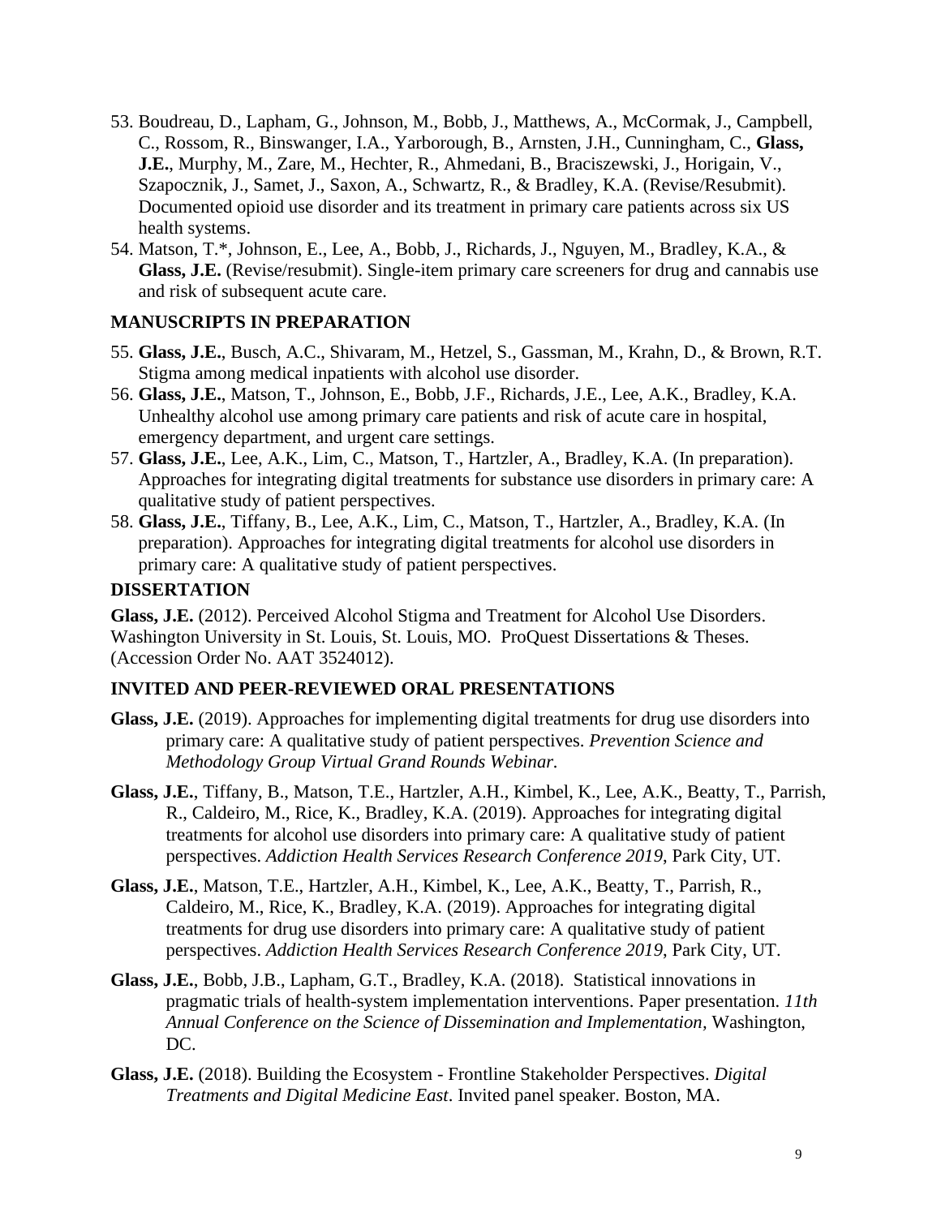53. Boudreau, D., Lapham, G., Johnson, M., Bobb, J., Matthews, A., McCormak, J., Campbell, C., Rossom, R., Binswanger, I.A., Yarborough, B., Arnsten, J.H., Cunningham, C., **Glass, J.E.**, Murphy, M., Zare, M., Hechter, R., Ahmedani, B., Braciszewski, J., Horigain, V., Szapocznik, J., Samet, J., Saxon, A., Schwartz, R., & Bradley, K.A. (Revise/Resubmit). Documented opioid use disorder and its treatment in primary care patients across six US health systems.
54. Matson, T.*, Johnson, E., Lee, A., Bobb, J., Richards, J., Nguyen, M., Bradley, K.A., & **Glass, J.E.** (Revise/resubmit). Single-item primary care screeners for drug and cannabis use and risk of subsequent acute care.

## MANUSCRIPTS IN PREPARATION

55. **Glass, J.E.**, Busch, A.C., Shivaram, M., Hetzel, S., Gassman, M., Krahn, D., & Brown, R.T. Stigma among medical inpatients with alcohol use disorder.
56. **Glass, J.E.**, Matson, T., Johnson, E., Bobb, J.F., Richards, J.E., Lee, A.K., Bradley, K.A. Unhealthy alcohol use among primary care patients and risk of acute care in hospital, emergency department, and urgent care settings.
57. **Glass, J.E.**, Lee, A.K., Lim, C., Matson, T., Hartzler, A., Bradley, K.A. (In preparation). Approaches for integrating digital treatments for substance use disorders in primary care: A qualitative study of patient perspectives.
58. **Glass, J.E.**, Tiffany, B., Lee, A.K., Lim, C., Matson, T., Hartzler, A., Bradley, K.A. (In preparation). Approaches for integrating digital treatments for alcohol use disorders in primary care: A qualitative study of patient perspectives.

## DISSERTATION

**Glass, J.E.** (2012). Perceived Alcohol Stigma and Treatment for Alcohol Use Disorders. Washington University in St. Louis, St. Louis, MO. ProQuest Dissertations & Theses. (Accession Order No. AAT 3524012).

## INVITED AND PEER-REVIEWED ORAL PRESENTATIONS

**Glass, J.E.** (2019). Approaches for implementing digital treatments for drug use disorders into primary care: A qualitative study of patient perspectives. *Prevention Science and Methodology Group Virtual Grand Rounds Webinar.*

**Glass, J.E.**, Tiffany, B., Matson, T.E., Hartzler, A.H., Kimbel, K., Lee, A.K., Beatty, T., Parrish, R., Caldeiro, M., Rice, K., Bradley, K.A. (2019). Approaches for integrating digital treatments for alcohol use disorders into primary care: A qualitative study of patient perspectives. *Addiction Health Services Research Conference 2019*, Park City, UT.

**Glass, J.E.**, Matson, T.E., Hartzler, A.H., Kimbel, K., Lee, A.K., Beatty, T., Parrish, R., Caldeiro, M., Rice, K., Bradley, K.A. (2019). Approaches for integrating digital treatments for drug use disorders into primary care: A qualitative study of patient perspectives. *Addiction Health Services Research Conference 2019,* Park City, UT.

**Glass, J.E.**, Bobb, J.B., Lapham, G.T., Bradley, K.A. (2018). Statistical innovations in pragmatic trials of health-system implementation interventions. Paper presentation. *11th Annual Conference on the Science of Dissemination and Implementation,* Washington, DC.

**Glass, J.E.** (2018). Building the Ecosystem - Frontline Stakeholder Perspectives. *Digital Treatments and Digital Medicine East*. Invited panel speaker. Boston, MA.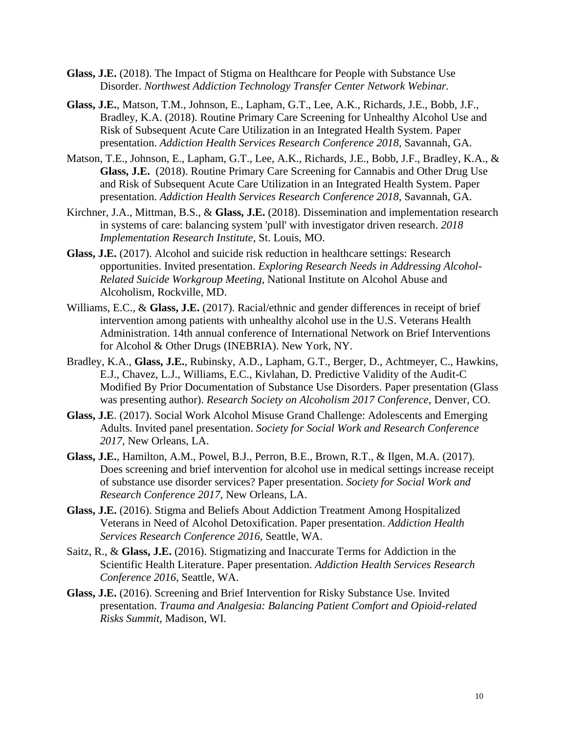**Glass, J.E.** (2018). The Impact of Stigma on Healthcare for People with Substance Use Disorder. *Northwest Addiction Technology Transfer Center Network Webinar.*

**Glass, J.E.**, Matson, T.M., Johnson, E., Lapham, G.T., Lee, A.K., Richards, J.E., Bobb, J.F., Bradley, K.A. (2018). Routine Primary Care Screening for Unhealthy Alcohol Use and Risk of Subsequent Acute Care Utilization in an Integrated Health System. Paper presentation. *Addiction Health Services Research Conference 2018*, Savannah, GA.

Matson, T.E., Johnson, E., Lapham, G.T., Lee, A.K., Richards, J.E., Bobb, J.F., Bradley, K.A., & **Glass, J.E.** (2018). Routine Primary Care Screening for Cannabis and Other Drug Use and Risk of Subsequent Acute Care Utilization in an Integrated Health System. Paper presentation. *Addiction Health Services Research Conference 2018*, Savannah, GA.

Kirchner, J.A., Mittman, B.S., & **Glass, J.E.** (2018). Dissemination and implementation research in systems of care: balancing system 'pull' with investigator driven research. *2018 Implementation Research Institute*, St. Louis, MO.

**Glass, J.E.** (2017). Alcohol and suicide risk reduction in healthcare settings: Research opportunities. Invited presentation. *Exploring Research Needs in Addressing Alcohol-Related Suicide Workgroup Meeting*, National Institute on Alcohol Abuse and Alcoholism, Rockville, MD.

Williams, E.C., & **Glass, J.E.** (2017). Racial/ethnic and gender differences in receipt of brief intervention among patients with unhealthy alcohol use in the U.S. Veterans Health Administration. 14th annual conference of International Network on Brief Interventions for Alcohol & Other Drugs (INEBRIA). New York, NY.

Bradley, K.A., **Glass, J.E.**, Rubinsky, A.D., Lapham, G.T., Berger, D., Achtmeyer, C., Hawkins, E.J., Chavez, L.J., Williams, E.C., Kivlahan, D. Predictive Validity of the Audit-C Modified By Prior Documentation of Substance Use Disorders. Paper presentation (Glass was presenting author). *Research Society on Alcoholism 2017 Conference*, Denver, CO.

**Glass, J.E**. (2017). Social Work Alcohol Misuse Grand Challenge: Adolescents and Emerging Adults. Invited panel presentation. *Society for Social Work and Research Conference 2017*, New Orleans, LA.

**Glass, J.E.**, Hamilton, A.M., Powel, B.J., Perron, B.E., Brown, R.T., & Ilgen, M.A. (2017). Does screening and brief intervention for alcohol use in medical settings increase receipt of substance use disorder services? Paper presentation. *Society for Social Work and Research Conference 2017*, New Orleans, LA.

**Glass, J.E.** (2016). Stigma and Beliefs About Addiction Treatment Among Hospitalized Veterans in Need of Alcohol Detoxification. Paper presentation. *Addiction Health Services Research Conference 2016*, Seattle, WA.

Saitz, R., & **Glass, J.E.** (2016). Stigmatizing and Inaccurate Terms for Addiction in the Scientific Health Literature. Paper presentation. *Addiction Health Services Research Conference 2016*, Seattle, WA.

**Glass, J.E.** (2016). Screening and Brief Intervention for Risky Substance Use. Invited presentation. *Trauma and Analgesia: Balancing Patient Comfort and Opioid-related Risks Summit*, Madison, WI.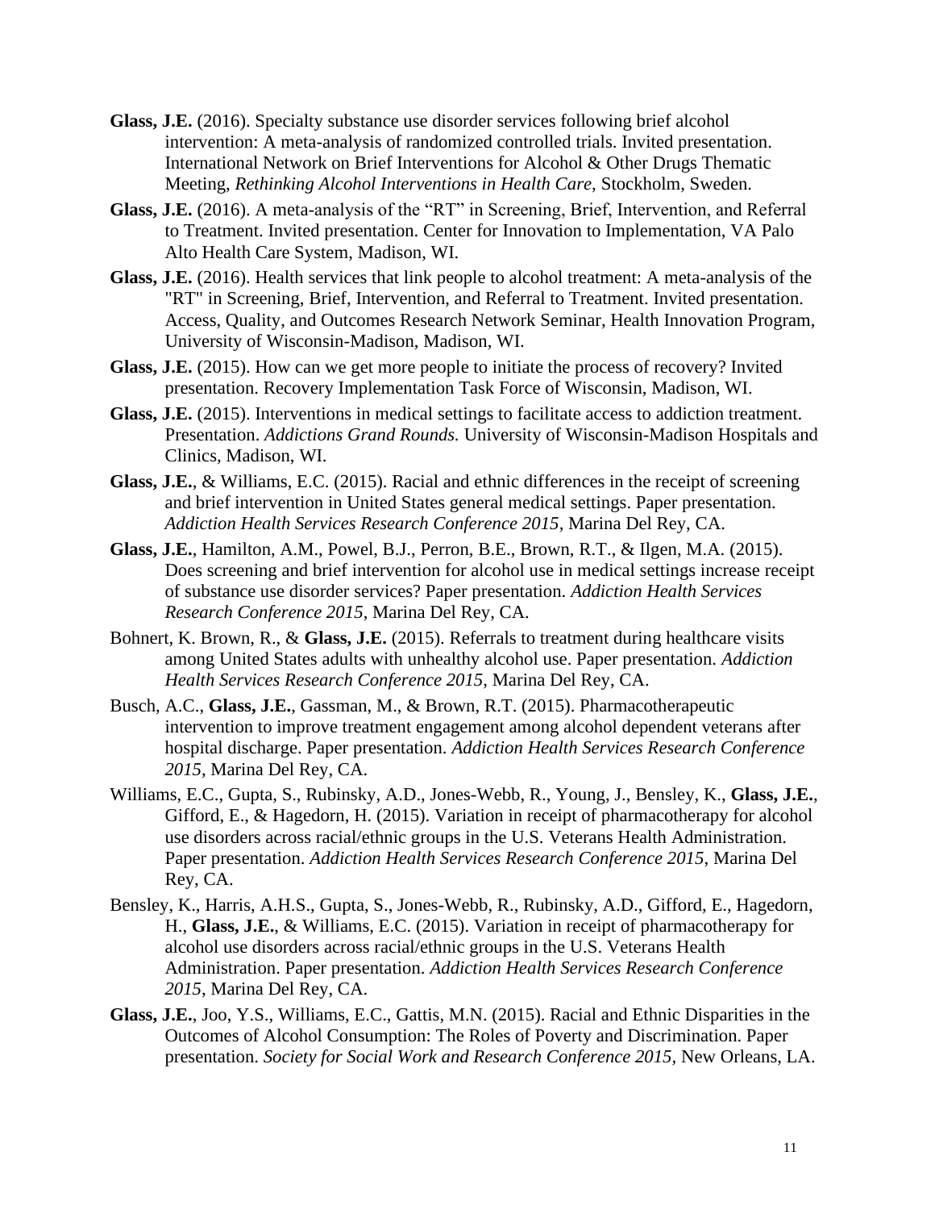**Glass, J.E.** (2016). Specialty substance use disorder services following brief alcohol intervention: A meta-analysis of randomized controlled trials. Invited presentation. International Network on Brief Interventions for Alcohol & Other Drugs Thematic Meeting, *Rethinking Alcohol Interventions in Health Care*, Stockholm, Sweden.

**Glass, J.E.** (2016). A meta-analysis of the "RT" in Screening, Brief, Intervention, and Referral to Treatment. Invited presentation. Center for Innovation to Implementation, VA Palo Alto Health Care System, Madison, WI.

**Glass, J.E.** (2016). Health services that link people to alcohol treatment: A meta-analysis of the "RT" in Screening, Brief, Intervention, and Referral to Treatment. Invited presentation. Access, Quality, and Outcomes Research Network Seminar, Health Innovation Program, University of Wisconsin-Madison, Madison, WI.

**Glass, J.E.** (2015). How can we get more people to initiate the process of recovery? Invited presentation. Recovery Implementation Task Force of Wisconsin, Madison, WI.

**Glass, J.E.** (2015). Interventions in medical settings to facilitate access to addiction treatment. Presentation. *Addictions Grand Rounds.* University of Wisconsin-Madison Hospitals and Clinics, Madison, WI.

**Glass, J.E.**, & Williams, E.C. (2015). Racial and ethnic differences in the receipt of screening and brief intervention in United States general medical settings. Paper presentation. *Addiction Health Services Research Conference 2015*, Marina Del Rey, CA.

**Glass, J.E.**, Hamilton, A.M., Powel, B.J., Perron, B.E., Brown, R.T., & Ilgen, M.A. (2015). Does screening and brief intervention for alcohol use in medical settings increase receipt of substance use disorder services? Paper presentation. *Addiction Health Services Research Conference 2015*, Marina Del Rey, CA.

Bohnert, K. Brown, R., & **Glass, J.E.** (2015). Referrals to treatment during healthcare visits among United States adults with unhealthy alcohol use. Paper presentation. *Addiction Health Services Research Conference 2015*, Marina Del Rey, CA.

Busch, A.C., **Glass, J.E.**, Gassman, M., & Brown, R.T. (2015). Pharmacotherapeutic intervention to improve treatment engagement among alcohol dependent veterans after hospital discharge. Paper presentation. *Addiction Health Services Research Conference 2015*, Marina Del Rey, CA.

Williams, E.C., Gupta, S., Rubinsky, A.D., Jones-Webb, R., Young, J., Bensley, K., **Glass, J.E.**, Gifford, E., & Hagedorn, H. (2015). Variation in receipt of pharmacotherapy for alcohol use disorders across racial/ethnic groups in the U.S. Veterans Health Administration. Paper presentation. *Addiction Health Services Research Conference 2015*, Marina Del Rey, CA.

Bensley, K., Harris, A.H.S., Gupta, S., Jones-Webb, R., Rubinsky, A.D., Gifford, E., Hagedorn, H., **Glass, J.E.**, & Williams, E.C. (2015). Variation in receipt of pharmacotherapy for alcohol use disorders across racial/ethnic groups in the U.S. Veterans Health Administration. Paper presentation. *Addiction Health Services Research Conference 2015*, Marina Del Rey, CA.

**Glass, J.E.**, Joo, Y.S., Williams, E.C., Gattis, M.N. (2015). Racial and Ethnic Disparities in the Outcomes of Alcohol Consumption: The Roles of Poverty and Discrimination. Paper presentation. *Society for Social Work and Research Conference 2015*, New Orleans, LA.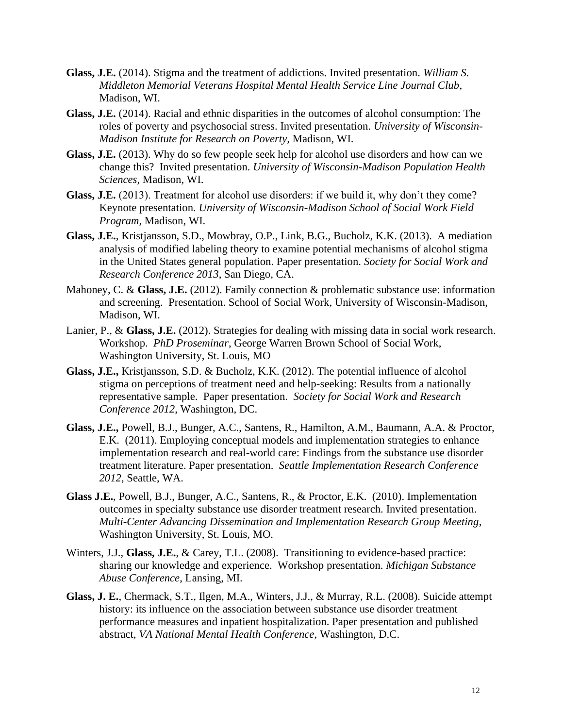**Glass, J.E.** (2014). Stigma and the treatment of addictions. Invited presentation. *William S. Middleton Memorial Veterans Hospital Mental Health Service Line Journal Club*, Madison, WI.

**Glass, J.E.** (2014). Racial and ethnic disparities in the outcomes of alcohol consumption: The roles of poverty and psychosocial stress. Invited presentation. *University of Wisconsin-Madison Institute for Research on Poverty,* Madison, WI.

**Glass, J.E.** (2013). Why do so few people seek help for alcohol use disorders and how can we change this? Invited presentation. *University of Wisconsin-Madison Population Health Sciences,* Madison, WI.

**Glass, J.E.** (2013). Treatment for alcohol use disorders: if we build it, why don't they come? Keynote presentation. *University of Wisconsin-Madison School of Social Work Field Program,* Madison, WI.

**Glass, J.E.**, Kristjansson, S.D., Mowbray, O.P., Link, B.G., Bucholz, K.K. (2013). A mediation analysis of modified labeling theory to examine potential mechanisms of alcohol stigma in the United States general population. Paper presentation. *Society for Social Work and Research Conference 2013*, San Diego, CA.

Mahoney, C. & **Glass, J.E.** (2012). Family connection & problematic substance use: information and screening. Presentation. School of Social Work, University of Wisconsin-Madison, Madison, WI.

Lanier, P., & **Glass, J.E.** (2012). Strategies for dealing with missing data in social work research. Workshop. *PhD Proseminar*, George Warren Brown School of Social Work, Washington University, St. Louis, MO

**Glass, J.E.,** Kristjansson, S.D. & Bucholz, K.K. (2012). The potential influence of alcohol stigma on perceptions of treatment need and help-seeking: Results from a nationally representative sample. Paper presentation. *Society for Social Work and Research Conference 2012*, Washington, DC.

**Glass, J.E.,** Powell, B.J., Bunger, A.C., Santens, R., Hamilton, A.M., Baumann, A.A. & Proctor, E.K. (2011). Employing conceptual models and implementation strategies to enhance implementation research and real-world care: Findings from the substance use disorder treatment literature. Paper presentation. *Seattle Implementation Research Conference 2012,* Seattle, WA.

**Glass J.E.**, Powell, B.J., Bunger, A.C., Santens, R., & Proctor, E.K. (2010). Implementation outcomes in specialty substance use disorder treatment research. Invited presentation. *Multi-Center Advancing Dissemination and Implementation Research Group Meeting*, Washington University, St. Louis, MO.

Winters, J.J., **Glass, J.E.**, & Carey, T.L. (2008). Transitioning to evidence-based practice: sharing our knowledge and experience. Workshop presentation. *Michigan Substance Abuse Conference*, Lansing, MI.

**Glass, J. E.**, Chermack, S.T., Ilgen, M.A., Winters, J.J., & Murray, R.L. (2008). Suicide attempt history: its influence on the association between substance use disorder treatment performance measures and inpatient hospitalization. Paper presentation and published abstract, *VA National Mental Health Conference*, Washington, D.C.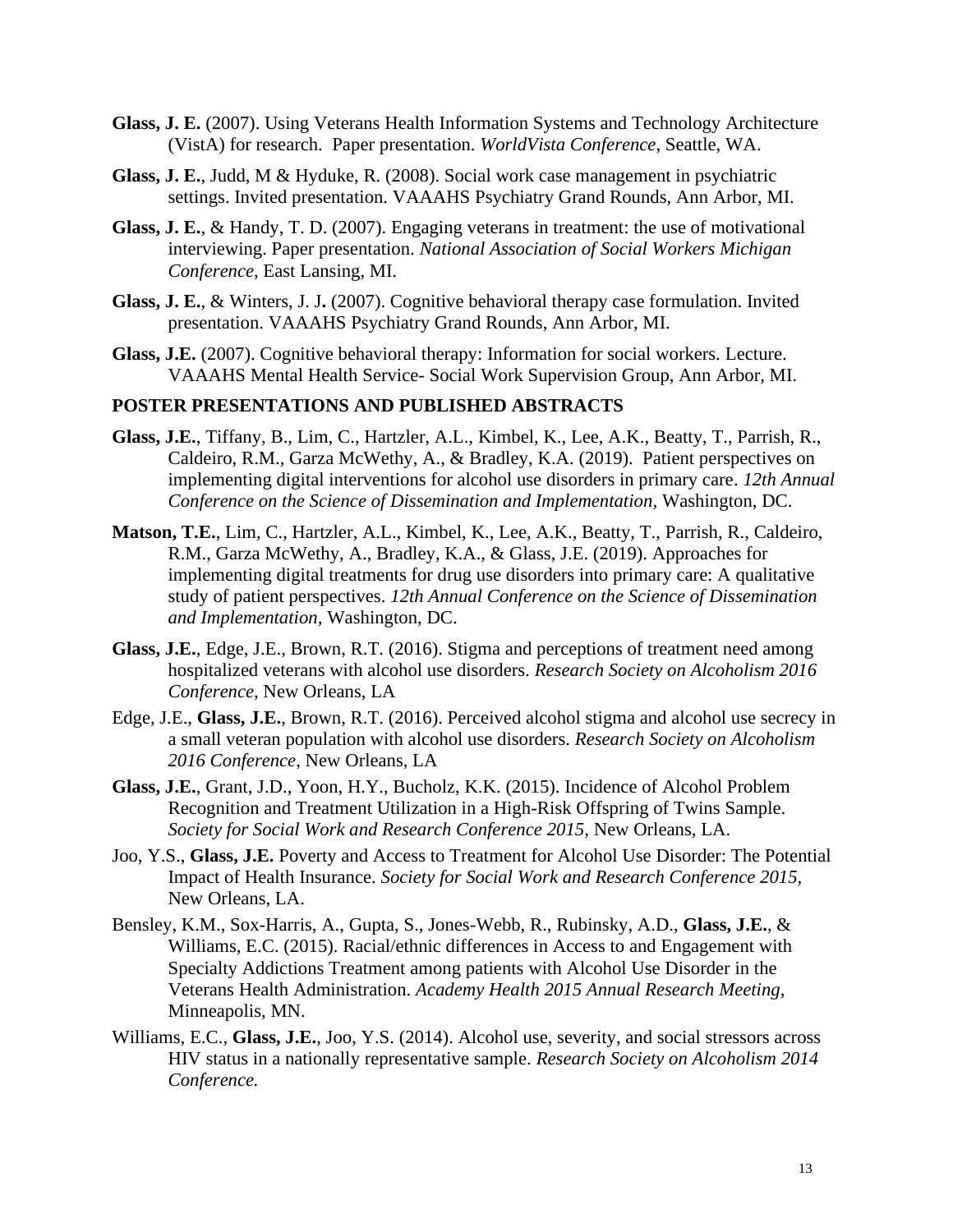**Glass, J. E.** (2007). Using Veterans Health Information Systems and Technology Architecture (VistA) for research. Paper presentation. *WorldVista Conference*, Seattle, WA.

**Glass, J. E.**, Judd, M & Hyduke, R. (2008). Social work case management in psychiatric settings. Invited presentation. VAAAHS Psychiatry Grand Rounds, Ann Arbor, MI.

**Glass, J. E.**, & Handy, T. D. (2007). Engaging veterans in treatment: the use of motivational interviewing. Paper presentation. *National Association of Social Workers Michigan Conference*, East Lansing, MI.

**Glass, J. E.**, & Winters, J. J**.** (2007). Cognitive behavioral therapy case formulation. Invited presentation. VAAAHS Psychiatry Grand Rounds, Ann Arbor, MI.

**Glass, J.E.** (2007). Cognitive behavioral therapy: Information for social workers. Lecture. VAAAHS Mental Health Service- Social Work Supervision Group, Ann Arbor, MI.

**POSTER PRESENTATIONS AND PUBLISHED ABSTRACTS**

**Glass, J.E.**, Tiffany, B., Lim, C., Hartzler, A.L., Kimbel, K., Lee, A.K., Beatty, T., Parrish, R., Caldeiro, R.M., Garza McWethy, A., & Bradley, K.A. (2019). Patient perspectives on implementing digital interventions for alcohol use disorders in primary care. *12th Annual Conference on the Science of Dissemination and Implementation*, Washington, DC.

**Matson, T.E.**, Lim, C., Hartzler, A.L., Kimbel, K., Lee, A.K., Beatty, T., Parrish, R., Caldeiro, R.M., Garza McWethy, A., Bradley, K.A., & Glass, J.E. (2019). Approaches for implementing digital treatments for drug use disorders into primary care: A qualitative study of patient perspectives. *12th Annual Conference on the Science of Dissemination and Implementation*, Washington, DC.

**Glass, J.E.**, Edge, J.E., Brown, R.T. (2016). Stigma and perceptions of treatment need among hospitalized veterans with alcohol use disorders. *Research Society on Alcoholism 2016 Conference*, New Orleans, LA

Edge, J.E., **Glass, J.E.**, Brown, R.T. (2016). Perceived alcohol stigma and alcohol use secrecy in a small veteran population with alcohol use disorders. *Research Society on Alcoholism 2016 Conference*, New Orleans, LA

**Glass, J.E.**, Grant, J.D., Yoon, H.Y., Bucholz, K.K. (2015). Incidence of Alcohol Problem Recognition and Treatment Utilization in a High-Risk Offspring of Twins Sample. *Society for Social Work and Research Conference 2015*, New Orleans, LA.

Joo, Y.S., **Glass, J.E.** Poverty and Access to Treatment for Alcohol Use Disorder: The Potential Impact of Health Insurance. *Society for Social Work and Research Conference 2015*, New Orleans, LA.

Bensley, K.M., Sox-Harris, A., Gupta, S., Jones-Webb, R., Rubinsky, A.D., **Glass, J.E.**, & Williams, E.C. (2015). Racial/ethnic differences in Access to and Engagement with Specialty Addictions Treatment among patients with Alcohol Use Disorder in the Veterans Health Administration. *Academy Health 2015 Annual Research Meeting*, Minneapolis, MN.

Williams, E.C., **Glass, J.E.**, Joo, Y.S. (2014). Alcohol use, severity, and social stressors across HIV status in a nationally representative sample. *Research Society on Alcoholism 2014 Conference.*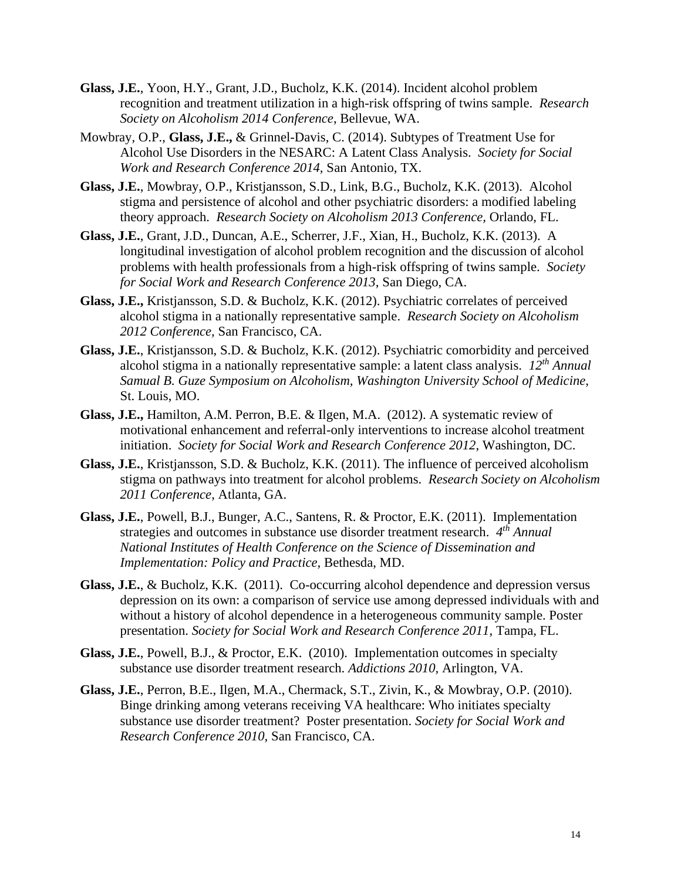**Glass, J.E.**, Yoon, H.Y., Grant, J.D., Bucholz, K.K. (2014). Incident alcohol problem recognition and treatment utilization in a high-risk offspring of twins sample. *Research Society on Alcoholism 2014 Conference*, Bellevue, WA.

Mowbray, O.P., **Glass, J.E.,** & Grinnel-Davis, C. (2014). Subtypes of Treatment Use for Alcohol Use Disorders in the NESARC: A Latent Class Analysis. *Society for Social Work and Research Conference 2014*, San Antonio, TX.

**Glass, J.E.**, Mowbray, O.P., Kristjansson, S.D., Link, B.G., Bucholz, K.K. (2013). Alcohol stigma and persistence of alcohol and other psychiatric disorders: a modified labeling theory approach. *Research Society on Alcoholism 2013 Conference*, Orlando, FL.

**Glass, J.E.**, Grant, J.D., Duncan, A.E., Scherrer, J.F., Xian, H., Bucholz, K.K. (2013). A longitudinal investigation of alcohol problem recognition and the discussion of alcohol problems with health professionals from a high-risk offspring of twins sample. *Society for Social Work and Research Conference 2013*, San Diego, CA.

**Glass, J.E.,** Kristjansson, S.D. & Bucholz, K.K. (2012). Psychiatric correlates of perceived alcohol stigma in a nationally representative sample. *Research Society on Alcoholism 2012 Conference*, San Francisco, CA.

**Glass, J.E.**, Kristjansson, S.D. & Bucholz, K.K. (2012). Psychiatric comorbidity and perceived alcohol stigma in a nationally representative sample: a latent class analysis. *12th Annual Samual B. Guze Symposium on Alcoholism, Washington University School of Medicine*, St. Louis, MO.

**Glass, J.E.,** Hamilton, A.M. Perron, B.E. & Ilgen, M.A. (2012). A systematic review of motivational enhancement and referral-only interventions to increase alcohol treatment initiation. *Society for Social Work and Research Conference 2012*, Washington, DC.

**Glass, J.E.**, Kristjansson, S.D. & Bucholz, K.K. (2011). The influence of perceived alcoholism stigma on pathways into treatment for alcohol problems. *Research Society on Alcoholism 2011 Conference*, Atlanta, GA.

**Glass, J.E.**, Powell, B.J., Bunger, A.C., Santens, R. & Proctor, E.K. (2011). Implementation strategies and outcomes in substance use disorder treatment research. *4th Annual National Institutes of Health Conference on the Science of Dissemination and Implementation: Policy and Practice*, Bethesda, MD.

**Glass, J.E.**, & Bucholz, K.K. (2011). Co-occurring alcohol dependence and depression versus depression on its own: a comparison of service use among depressed individuals with and without a history of alcohol dependence in a heterogeneous community sample. Poster presentation. *Society for Social Work and Research Conference 2011*, Tampa, FL.

**Glass, J.E.**, Powell, B.J., & Proctor, E.K. (2010). Implementation outcomes in specialty substance use disorder treatment research. *Addictions 2010*, Arlington, VA.

**Glass, J.E.**, Perron, B.E., Ilgen, M.A., Chermack, S.T., Zivin, K., & Mowbray, O.P. (2010). Binge drinking among veterans receiving VA healthcare: Who initiates specialty substance use disorder treatment? Poster presentation. *Society for Social Work and Research Conference 2010*, San Francisco, CA.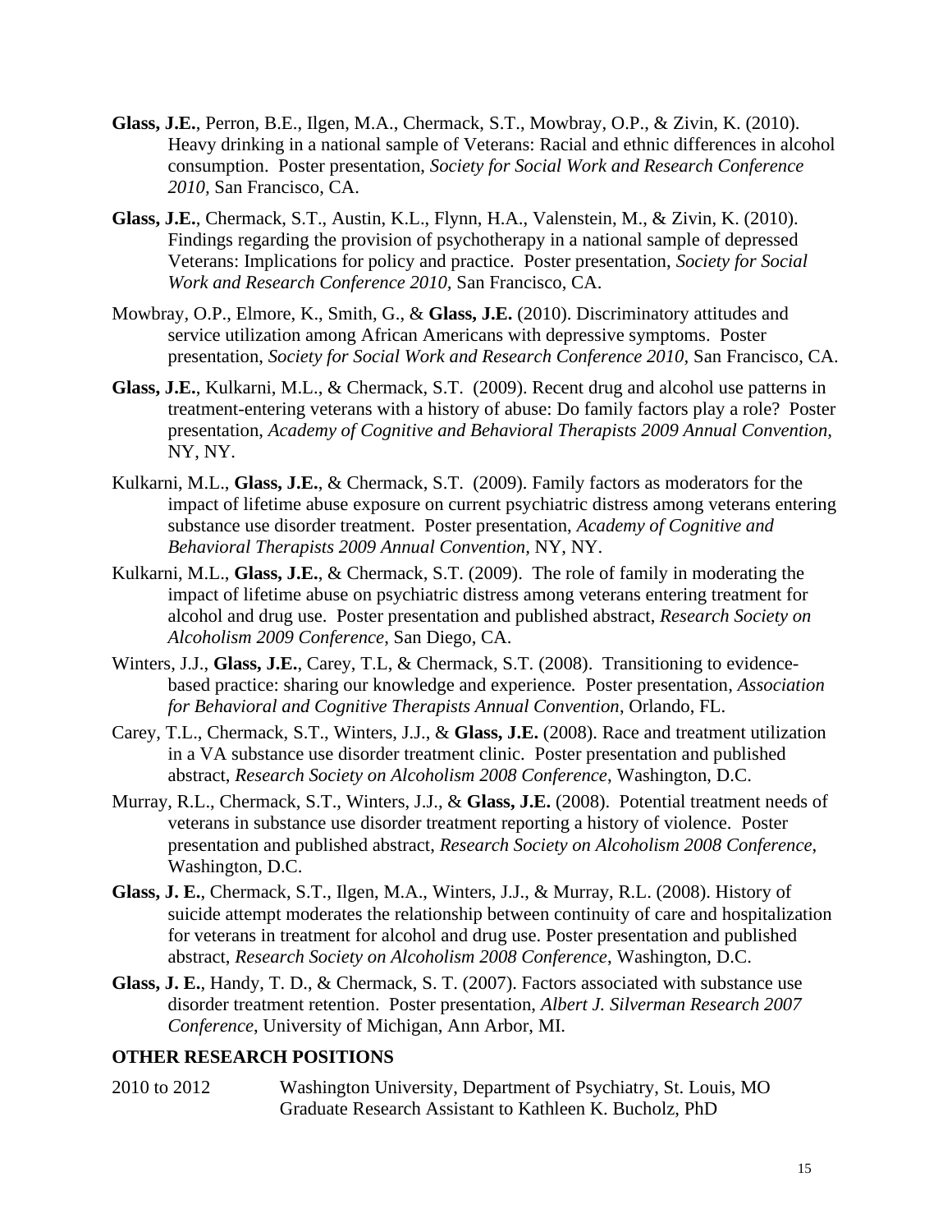**Glass, J.E.**, Perron, B.E., Ilgen, M.A., Chermack, S.T., Mowbray, O.P., & Zivin, K. (2010). Heavy drinking in a national sample of Veterans: Racial and ethnic differences in alcohol consumption. Poster presentation, *Society for Social Work and Research Conference 2010,* San Francisco, CA.

**Glass, J.E.**, Chermack, S.T., Austin, K.L., Flynn, H.A., Valenstein, M., & Zivin, K. (2010). Findings regarding the provision of psychotherapy in a national sample of depressed Veterans: Implications for policy and practice. Poster presentation, *Society for Social Work and Research Conference 2010,* San Francisco, CA.

Mowbray, O.P., Elmore, K., Smith, G., & **Glass, J.E.** (2010). Discriminatory attitudes and service utilization among African Americans with depressive symptoms. Poster presentation, *Society for Social Work and Research Conference 2010,* San Francisco, CA.

**Glass, J.E.**, Kulkarni, M.L., & Chermack, S.T. (2009). Recent drug and alcohol use patterns in treatment-entering veterans with a history of abuse: Do family factors play a role? Poster presentation, *Academy of Cognitive and Behavioral Therapists 2009 Annual Convention,* NY, NY.

Kulkarni, M.L., **Glass, J.E.**, & Chermack, S.T. (2009). Family factors as moderators for the impact of lifetime abuse exposure on current psychiatric distress among veterans entering substance use disorder treatment. Poster presentation, *Academy of Cognitive and Behavioral Therapists 2009 Annual Convention*, NY, NY.

Kulkarni, M.L., **Glass, J.E.**, & Chermack, S.T. (2009). The role of family in moderating the impact of lifetime abuse on psychiatric distress among veterans entering treatment for alcohol and drug use. Poster presentation and published abstract, *Research Society on Alcoholism 2009 Conference*, San Diego, CA.

Winters, J.J., **Glass, J.E.**, Carey, T.L, & Chermack, S.T. (2008). Transitioning to evidence-based practice: sharing our knowledge and experience. Poster presentation, *Association for Behavioral and Cognitive Therapists Annual Convention*, Orlando, FL.

Carey, T.L., Chermack, S.T., Winters, J.J., & **Glass, J.E.** (2008). Race and treatment utilization in a VA substance use disorder treatment clinic. Poster presentation and published abstract, *Research Society on Alcoholism 2008 Conference*, Washington, D.C.

Murray, R.L., Chermack, S.T., Winters, J.J., & **Glass, J.E.** (2008). Potential treatment needs of veterans in substance use disorder treatment reporting a history of violence. Poster presentation and published abstract, *Research Society on Alcoholism 2008 Conference*, Washington, D.C.

**Glass, J. E.**, Chermack, S.T., Ilgen, M.A., Winters, J.J., & Murray, R.L. (2008). History of suicide attempt moderates the relationship between continuity of care and hospitalization for veterans in treatment for alcohol and drug use. Poster presentation and published abstract, *Research Society on Alcoholism 2008 Conference*, Washington, D.C.

**Glass, J. E.**, Handy, T. D., & Chermack, S. T. (2007). Factors associated with substance use disorder treatment retention. Poster presentation, *Albert J. Silverman Research 2007 Conference*, University of Michigan, Ann Arbor, MI.

## OTHER RESEARCH POSITIONS

2010 to 2012 Washington University, Department of Psychiatry, St. Louis, MO
Graduate Research Assistant to Kathleen K. Bucholz, PhD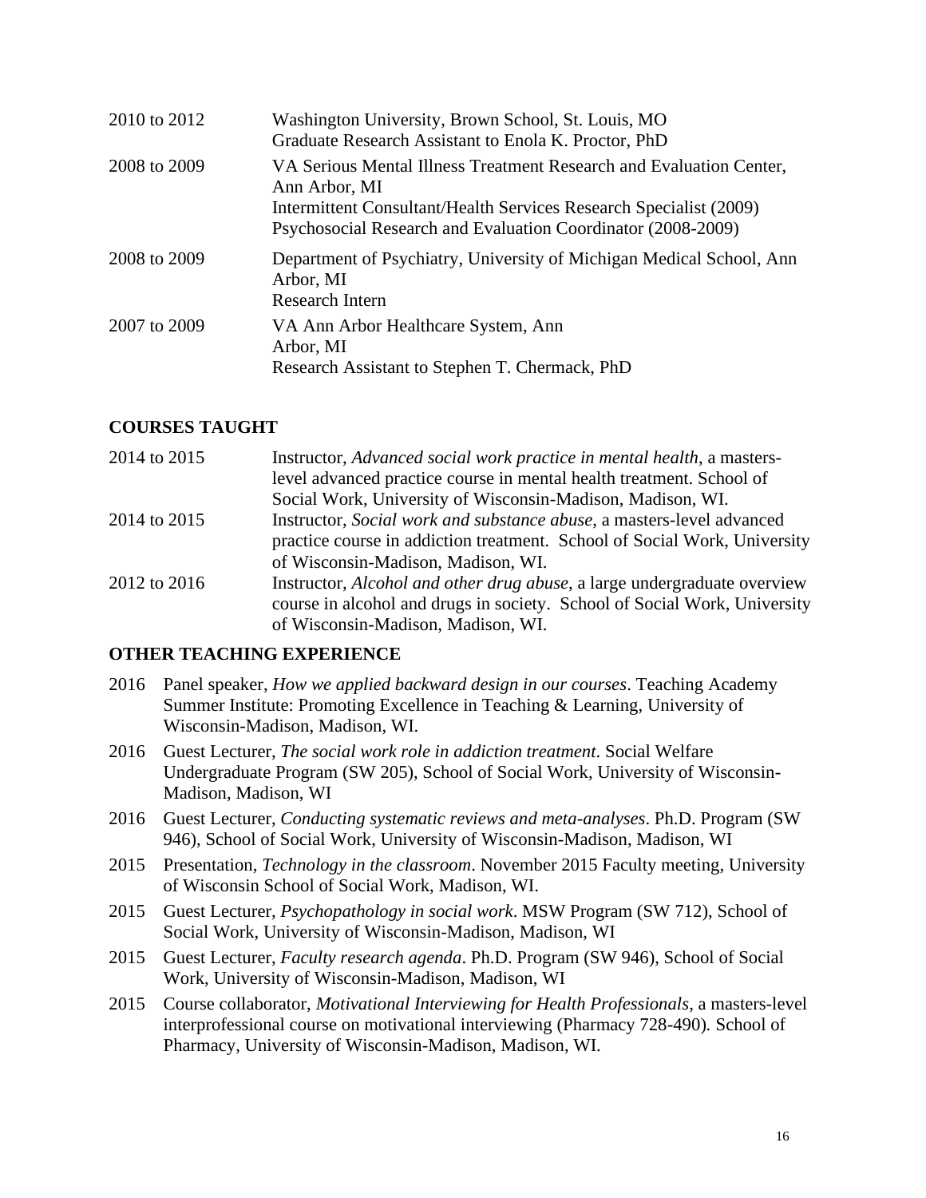| | |
|---|---|
| 2010 to 2012 | Washington University, Brown School, St. Louis, MO<br>Graduate Research Assistant to Enola K. Proctor, PhD |
| 2008 to 2009 | VA Serious Mental Illness Treatment Research and Evaluation Center, Ann Arbor, MI<br>Intermittent Consultant/Health Services Research Specialist (2009)<br>Psychosocial Research and Evaluation Coordinator (2008-2009) |
| 2008 to 2009 | Department of Psychiatry, University of Michigan Medical School, Ann Arbor, MI<br>Research Intern |
| 2007 to 2009 | VA Ann Arbor Healthcare System, Ann Arbor, MI<br>Research Assistant to Stephen T. Chermack, PhD |

## COURSES TAUGHT

| | |
|---|---|
| 2014 to 2015 | Instructor, *Advanced social work practice in mental health*, a masters-level advanced practice course in mental health treatment. School of Social Work, University of Wisconsin-Madison, Madison, WI. |
| 2014 to 2015 | Instructor, *Social work and substance abuse*, a masters-level advanced practice course in addiction treatment. School of Social Work, University of Wisconsin-Madison, Madison, WI. |
| 2012 to 2016 | Instructor, *Alcohol and other drug abuse*, a large undergraduate overview course in alcohol and drugs in society. School of Social Work, University of Wisconsin-Madison, Madison, WI. |

## OTHER TEACHING EXPERIENCE

- 2016 Panel speaker, *How we applied backward design in our courses*. Teaching Academy Summer Institute: Promoting Excellence in Teaching & Learning, University of Wisconsin-Madison, Madison, WI.
- 2016 Guest Lecturer, *The social work role in addiction treatment*. Social Welfare Undergraduate Program (SW 205), School of Social Work, University of Wisconsin-Madison, Madison, WI
- 2016 Guest Lecturer, *Conducting systematic reviews and meta-analyses*. Ph.D. Program (SW 946), School of Social Work, University of Wisconsin-Madison, Madison, WI
- 2015 Presentation, *Technology in the classroom*. November 2015 Faculty meeting, University of Wisconsin School of Social Work, Madison, WI.
- 2015 Guest Lecturer, *Psychopathology in social work*. MSW Program (SW 712), School of Social Work, University of Wisconsin-Madison, Madison, WI
- 2015 Guest Lecturer, *Faculty research agenda*. Ph.D. Program (SW 946), School of Social Work, University of Wisconsin-Madison, Madison, WI
- 2015 Course collaborator, *Motivational Interviewing for Health Professionals*, a masters-level interprofessional course on motivational interviewing (Pharmacy 728-490). School of Pharmacy, University of Wisconsin-Madison, Madison, WI.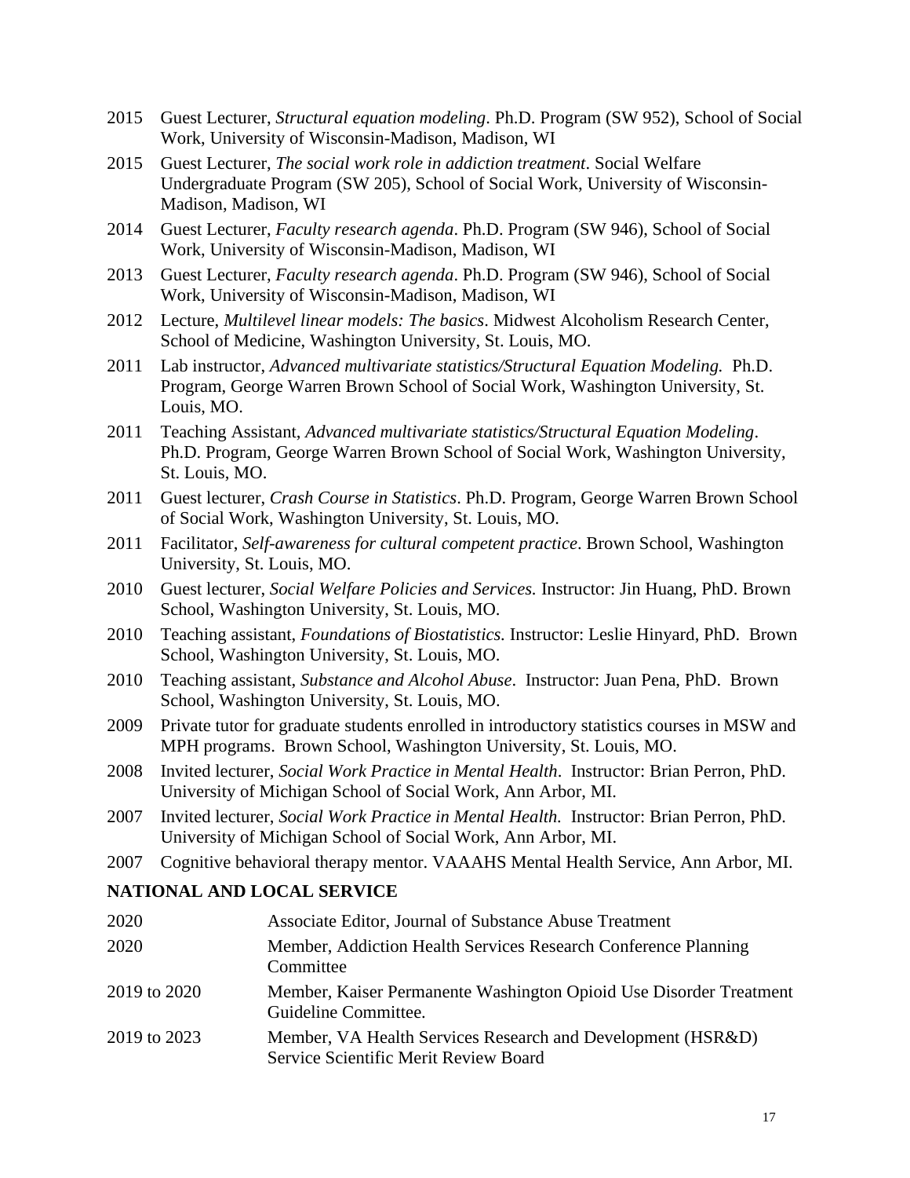2015 Guest Lecturer, *Structural equation modeling*. Ph.D. Program (SW 952), School of Social Work, University of Wisconsin-Madison, Madison, WI

2015 Guest Lecturer, *The social work role in addiction treatment*. Social Welfare Undergraduate Program (SW 205), School of Social Work, University of Wisconsin-Madison, Madison, WI

2014 Guest Lecturer, *Faculty research agenda*. Ph.D. Program (SW 946), School of Social Work, University of Wisconsin-Madison, Madison, WI

2013 Guest Lecturer, *Faculty research agenda*. Ph.D. Program (SW 946), School of Social Work, University of Wisconsin-Madison, Madison, WI

2012 Lecture, *Multilevel linear models: The basics*. Midwest Alcoholism Research Center, School of Medicine, Washington University, St. Louis, MO.

2011 Lab instructor, *Advanced multivariate statistics/Structural Equation Modeling.* Ph.D. Program, George Warren Brown School of Social Work, Washington University, St. Louis, MO.

2011 Teaching Assistant, *Advanced multivariate statistics/Structural Equation Modeling*. Ph.D. Program, George Warren Brown School of Social Work, Washington University, St. Louis, MO.

2011 Guest lecturer, *Crash Course in Statistics*. Ph.D. Program, George Warren Brown School of Social Work, Washington University, St. Louis, MO.

2011 Facilitator, *Self-awareness for cultural competent practice*. Brown School, Washington University, St. Louis, MO.

2010 Guest lecturer, *Social Welfare Policies and Services.* Instructor: Jin Huang, PhD. Brown School, Washington University, St. Louis, MO.

2010 Teaching assistant, *Foundations of Biostatistics.* Instructor: Leslie Hinyard, PhD. Brown School, Washington University, St. Louis, MO.

2010 Teaching assistant, *Substance and Alcohol Abuse*. Instructor: Juan Pena, PhD. Brown School, Washington University, St. Louis, MO.

2009 Private tutor for graduate students enrolled in introductory statistics courses in MSW and MPH programs. Brown School, Washington University, St. Louis, MO.

2008 Invited lecturer, *Social Work Practice in Mental Health*. Instructor: Brian Perron, PhD. University of Michigan School of Social Work, Ann Arbor, MI.

2007 Invited lecturer, *Social Work Practice in Mental Health.* Instructor: Brian Perron, PhD. University of Michigan School of Social Work, Ann Arbor, MI.

2007 Cognitive behavioral therapy mentor. VAAAHS Mental Health Service, Ann Arbor, MI.

## NATIONAL AND LOCAL SERVICE

2020 Associate Editor, Journal of Substance Abuse Treatment

2020 Member, Addiction Health Services Research Conference Planning Committee

2019 to 2020 Member, Kaiser Permanente Washington Opioid Use Disorder Treatment Guideline Committee.

2019 to 2023 Member, VA Health Services Research and Development (HSR&D) Service Scientific Merit Review Board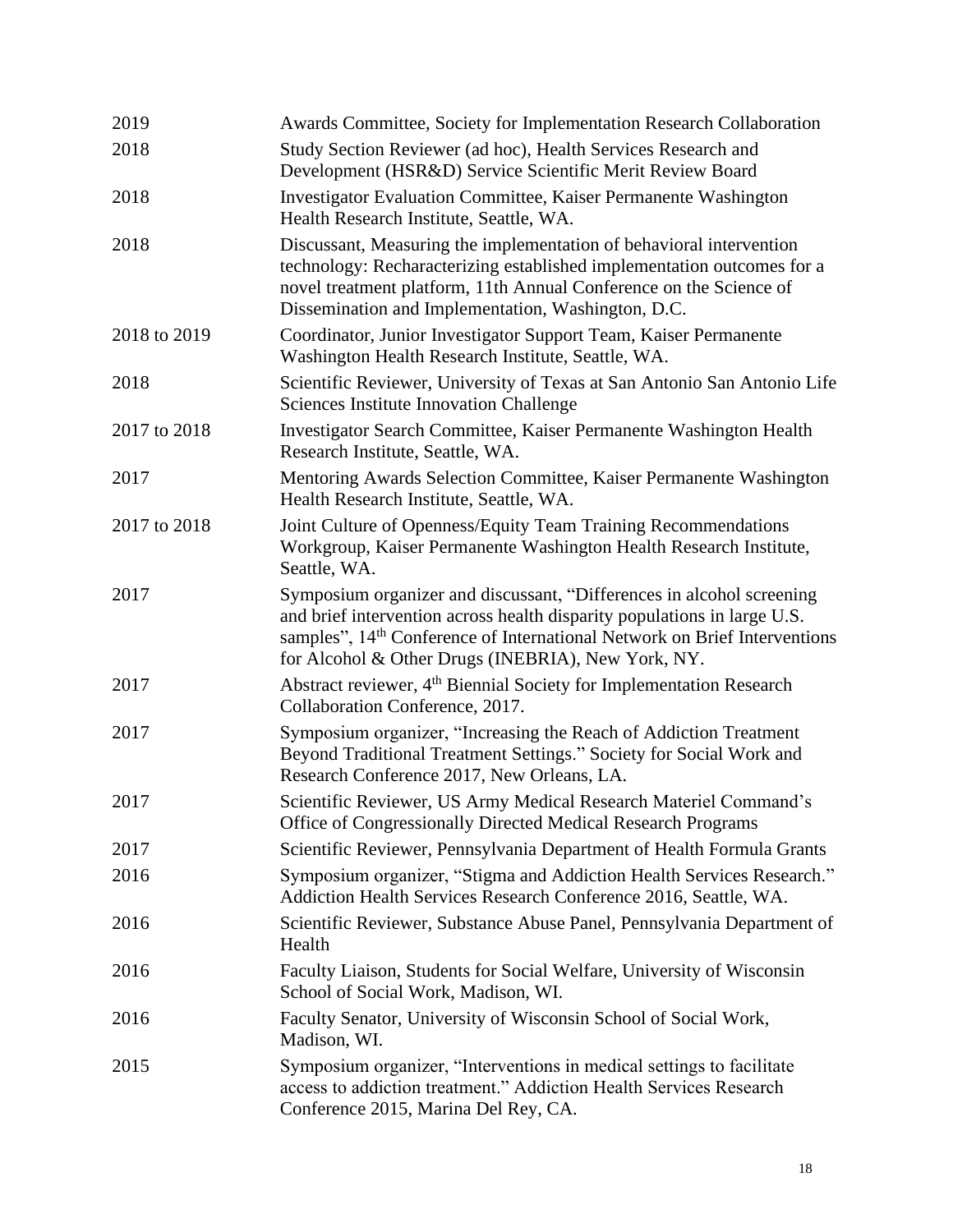| | |
|---|---|
| 2019 | Awards Committee, Society for Implementation Research Collaboration |
| 2018 | Study Section Reviewer (ad hoc), Health Services Research and Development (HSR&D) Service Scientific Merit Review Board |
| 2018 | Investigator Evaluation Committee, Kaiser Permanente Washington Health Research Institute, Seattle, WA. |
| 2018 | Discussant, Measuring the implementation of behavioral intervention technology: Recharacterizing established implementation outcomes for a novel treatment platform, 11th Annual Conference on the Science of Dissemination and Implementation, Washington, D.C. |
| 2018 to 2019 | Coordinator, Junior Investigator Support Team, Kaiser Permanente Washington Health Research Institute, Seattle, WA. |
| 2018 | Scientific Reviewer, University of Texas at San Antonio San Antonio Life Sciences Institute Innovation Challenge |
| 2017 to 2018 | Investigator Search Committee, Kaiser Permanente Washington Health Research Institute, Seattle, WA. |
| 2017 | Mentoring Awards Selection Committee, Kaiser Permanente Washington Health Research Institute, Seattle, WA. |
| 2017 to 2018 | Joint Culture of Openness/Equity Team Training Recommendations Workgroup, Kaiser Permanente Washington Health Research Institute, Seattle, WA. |
| 2017 | Symposium organizer and discussant, “Differences in alcohol screening and brief intervention across health disparity populations in large U.S. samples”, 14th Conference of International Network on Brief Interventions for Alcohol & Other Drugs (INEBRIA), New York, NY. |
| 2017 | Abstract reviewer, 4th Biennial Society for Implementation Research Collaboration Conference, 2017. |
| 2017 | Symposium organizer, “Increasing the Reach of Addiction Treatment Beyond Traditional Treatment Settings.” Society for Social Work and Research Conference 2017, New Orleans, LA. |
| 2017 | Scientific Reviewer, US Army Medical Research Materiel Command’s Office of Congressionally Directed Medical Research Programs |
| 2017 | Scientific Reviewer, Pennsylvania Department of Health Formula Grants |
| 2016 | Symposium organizer, “Stigma and Addiction Health Services Research.” Addiction Health Services Research Conference 2016, Seattle, WA. |
| 2016 | Scientific Reviewer, Substance Abuse Panel, Pennsylvania Department of Health |
| 2016 | Faculty Liaison, Students for Social Welfare, University of Wisconsin School of Social Work, Madison, WI. |
| 2016 | Faculty Senator, University of Wisconsin School of Social Work, Madison, WI. |
| 2015 | Symposium organizer, “Interventions in medical settings to facilitate access to addiction treatment.” Addiction Health Services Research Conference 2015, Marina Del Rey, CA. |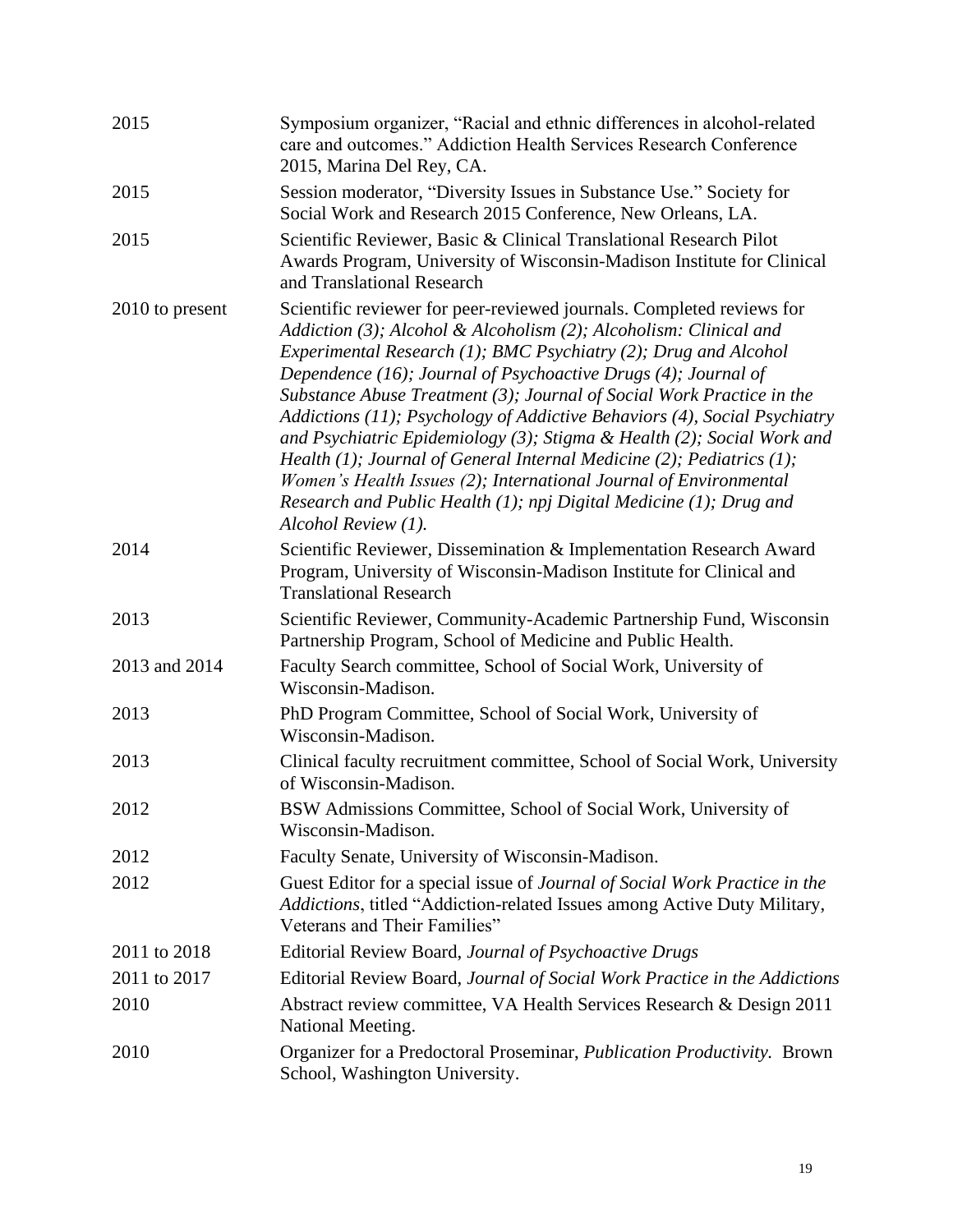| | |
|---|---|
| 2015 | Symposium organizer, "Racial and ethnic differences in alcohol-related care and outcomes." Addiction Health Services Research Conference 2015, Marina Del Rey, CA. |
| 2015 | Session moderator, "Diversity Issues in Substance Use." Society for Social Work and Research 2015 Conference, New Orleans, LA. |
| 2015 | Scientific Reviewer, Basic & Clinical Translational Research Pilot Awards Program, University of Wisconsin-Madison Institute for Clinical and Translational Research |
| 2010 to present | Scientific reviewer for peer-reviewed journals. Completed reviews for *Addiction (3); Alcohol & Alcoholism (2); Alcoholism: Clinical and Experimental Research (1); BMC Psychiatry (2); Drug and Alcohol Dependence (16); Journal of Psychoactive Drugs (4); Journal of Substance Abuse Treatment (3); Journal of Social Work Practice in the Addictions (11); Psychology of Addictive Behaviors (4), Social Psychiatry and Psychiatric Epidemiology (3); Stigma & Health (2); Social Work and Health (1); Journal of General Internal Medicine (2); Pediatrics (1); Women's Health Issues (2); International Journal of Environmental Research and Public Health (1); npj Digital Medicine (1); Drug and Alcohol Review (1).* |
| 2014 | Scientific Reviewer, Dissemination & Implementation Research Award Program, University of Wisconsin-Madison Institute for Clinical and Translational Research |
| 2013 | Scientific Reviewer, Community-Academic Partnership Fund, Wisconsin Partnership Program, School of Medicine and Public Health. |
| 2013 and 2014 | Faculty Search committee, School of Social Work, University of Wisconsin-Madison. |
| 2013 | PhD Program Committee, School of Social Work, University of Wisconsin-Madison. |
| 2013 | Clinical faculty recruitment committee, School of Social Work, University of Wisconsin-Madison. |
| 2012 | BSW Admissions Committee, School of Social Work, University of Wisconsin-Madison. |
| 2012 | Faculty Senate, University of Wisconsin-Madison. |
| 2012 | Guest Editor for a special issue of *Journal of Social Work Practice in the Addictions*, titled "Addiction-related Issues among Active Duty Military, Veterans and Their Families" |
| 2011 to 2018 | Editorial Review Board, *Journal of Psychoactive Drugs* |
| 2011 to 2017 | Editorial Review Board, *Journal of Social Work Practice in the Addictions* |
| 2010 | Abstract review committee, VA Health Services Research & Design 2011 National Meeting. |
| 2010 | Organizer for a Predoctoral Proseminar, *Publication Productivity.* Brown School, Washington University. |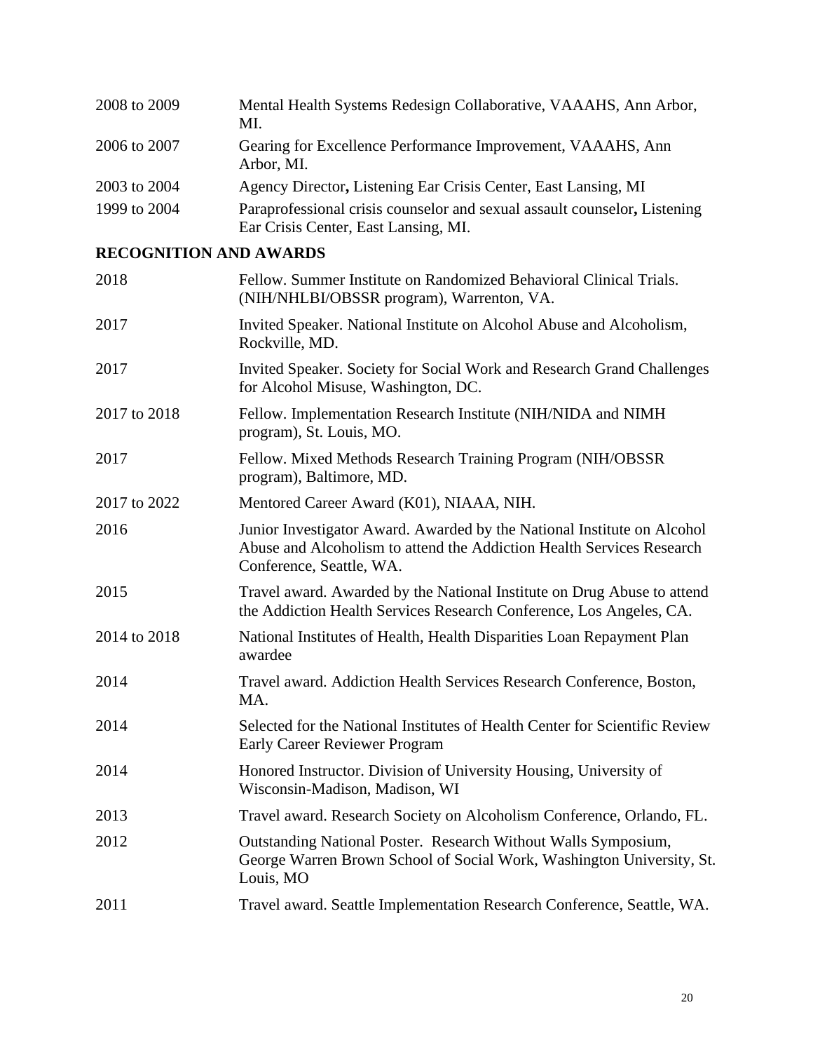| | |
|---|---|
| 2008 to 2009 | Mental Health Systems Redesign Collaborative, VAAAHS, Ann Arbor, MI. |
| 2006 to 2007 | Gearing for Excellence Performance Improvement, VAAAHS, Ann Arbor, MI. |
| 2003 to 2004 | Agency Director**,** Listening Ear Crisis Center, East Lansing, MI |
| 1999 to 2004 | Paraprofessional crisis counselor and sexual assault counselor**,** Listening Ear Crisis Center, East Lansing, MI. |

## RECOGNITION AND AWARDS

| | |
|---|---|
| 2018 | Fellow. Summer Institute on Randomized Behavioral Clinical Trials. (NIH/NHLBI/OBSSR program), Warrenton, VA. |
| 2017 | Invited Speaker. National Institute on Alcohol Abuse and Alcoholism, Rockville, MD. |
| 2017 | Invited Speaker. Society for Social Work and Research Grand Challenges for Alcohol Misuse, Washington, DC. |
| 2017 to 2018 | Fellow. Implementation Research Institute (NIH/NIDA and NIMH program), St. Louis, MO. |
| 2017 | Fellow. Mixed Methods Research Training Program (NIH/OBSSR program), Baltimore, MD. |
| 2017 to 2022 | Mentored Career Award (K01), NIAAA, NIH. |
| 2016 | Junior Investigator Award. Awarded by the National Institute on Alcohol Abuse and Alcoholism to attend the Addiction Health Services Research Conference, Seattle, WA. |
| 2015 | Travel award. Awarded by the National Institute on Drug Abuse to attend the Addiction Health Services Research Conference, Los Angeles, CA. |
| 2014 to 2018 | National Institutes of Health, Health Disparities Loan Repayment Plan awardee |
| 2014 | Travel award. Addiction Health Services Research Conference, Boston, MA. |
| 2014 | Selected for the National Institutes of Health Center for Scientific Review Early Career Reviewer Program |
| 2014 | Honored Instructor. Division of University Housing, University of Wisconsin-Madison, Madison, WI |
| 2013 | Travel award. Research Society on Alcoholism Conference, Orlando, FL. |
| 2012 | Outstanding National Poster. Research Without Walls Symposium, George Warren Brown School of Social Work, Washington University, St. Louis, MO |
| 2011 | Travel award. Seattle Implementation Research Conference, Seattle, WA. |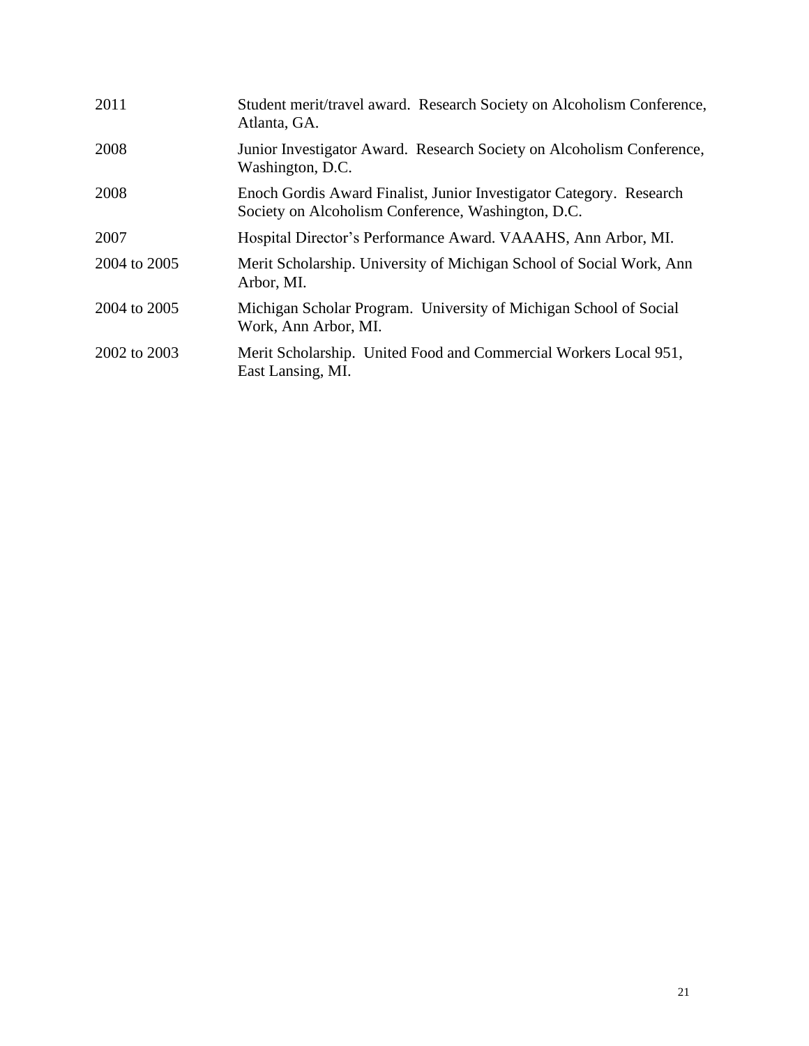| | |
|---|---|
| 2011 | Student merit/travel award. Research Society on Alcoholism Conference, Atlanta, GA. |
| 2008 | Junior Investigator Award. Research Society on Alcoholism Conference, Washington, D.C. |
| 2008 | Enoch Gordis Award Finalist, Junior Investigator Category. Research Society on Alcoholism Conference, Washington, D.C. |
| 2007 | Hospital Director's Performance Award. VAAAHS, Ann Arbor, MI. |
| 2004 to 2005 | Merit Scholarship. University of Michigan School of Social Work, Ann Arbor, MI. |
| 2004 to 2005 | Michigan Scholar Program. University of Michigan School of Social Work, Ann Arbor, MI. |
| 2002 to 2003 | Merit Scholarship. United Food and Commercial Workers Local 951, East Lansing, MI. |